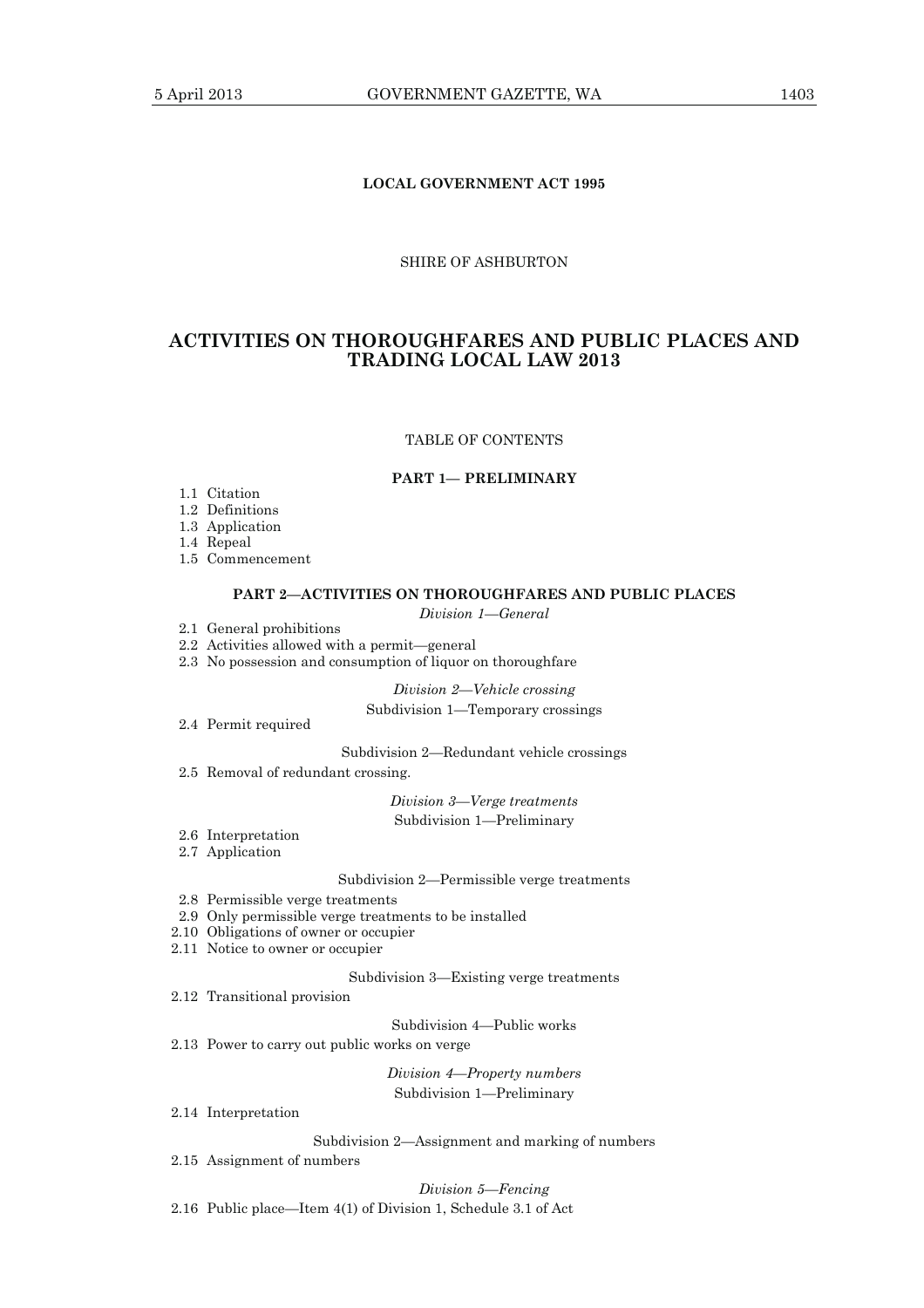**LOCAL GOVERNMENT ACT 1995**

SHIRE OF ASHBURTON

# ACTIVITIES ON THOROUGHFARES AND PUBLIC PLACES AND TRADING LOCAL LAW 2013

TABLE OF CONTENTS

**PART 1— PRELIMINARY**

1.1 Citation
1.2 Definitions
1.3 Application
1.4 Repeal
1.5 Commencement

**PART 2—ACTIVITIES ON THOROUGHFARES AND PUBLIC PLACES**

*Division 1—General*

2.1 General prohibitions
2.2 Activities allowed with a permit—general
2.3 No possession and consumption of liquor on thoroughfare

*Division 2—Vehicle crossing*

Subdivision 1—Temporary crossings

2.4 Permit required

Subdivision 2—Redundant vehicle crossings

2.5 Removal of redundant crossing.

*Division 3—Verge treatments*

Subdivision 1—Preliminary

2.6 Interpretation
2.7 Application

Subdivision 2—Permissible verge treatments

2.8 Permissible verge treatments
2.9 Only permissible verge treatments to be installed
2.10 Obligations of owner or occupier
2.11 Notice to owner or occupier

Subdivision 3—Existing verge treatments

2.12 Transitional provision

Subdivision 4—Public works

2.13 Power to carry out public works on verge

*Division 4—Property numbers*

Subdivision 1—Preliminary

2.14 Interpretation

Subdivision 2—Assignment and marking of numbers

2.15 Assignment of numbers

*Division 5—Fencing*

2.16 Public place—Item 4(1) of Division 1, Schedule 3.1 of Act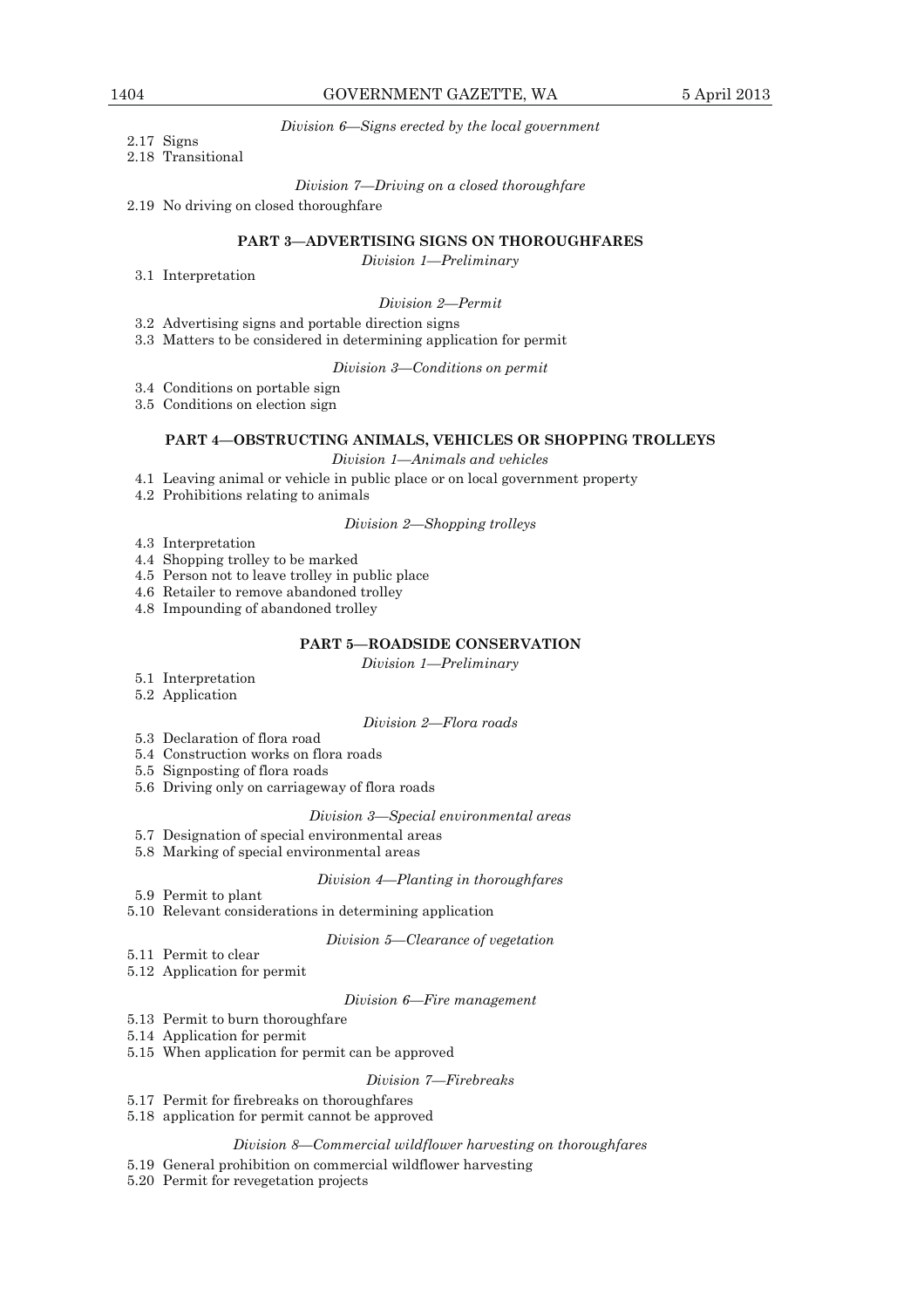*Division 6—Signs erected by the local government*

2.17 Signs
2.18 Transitional

*Division 7—Driving on a closed thoroughfare*

2.19 No driving on closed thoroughfare

**PART 3—ADVERTISING SIGNS ON THOROUGHFARES**

*Division 1—Preliminary*

3.1 Interpretation

*Division 2—Permit*

3.2 Advertising signs and portable direction signs
3.3 Matters to be considered in determining application for permit

*Division 3—Conditions on permit*

3.4 Conditions on portable sign
3.5 Conditions on election sign

**PART 4—OBSTRUCTING ANIMALS, VEHICLES OR SHOPPING TROLLEYS**

*Division 1—Animals and vehicles*

4.1 Leaving animal or vehicle in public place or on local government property
4.2 Prohibitions relating to animals

*Division 2—Shopping trolleys*

4.3 Interpretation
4.4 Shopping trolley to be marked
4.5 Person not to leave trolley in public place
4.6 Retailer to remove abandoned trolley
4.8 Impounding of abandoned trolley

**PART 5—ROADSIDE CONSERVATION**

*Division 1—Preliminary*

5.1 Interpretation
5.2 Application

*Division 2—Flora roads*

5.3 Declaration of flora road
5.4 Construction works on flora roads
5.5 Signposting of flora roads
5.6 Driving only on carriageway of flora roads

*Division 3—Special environmental areas*

5.7 Designation of special environmental areas
5.8 Marking of special environmental areas

*Division 4—Planting in thoroughfares*

5.9 Permit to plant
5.10 Relevant considerations in determining application

*Division 5—Clearance of vegetation*

5.11 Permit to clear
5.12 Application for permit

*Division 6—Fire management*

5.13 Permit to burn thoroughfare
5.14 Application for permit
5.15 When application for permit can be approved

*Division 7—Firebreaks*

5.17 Permit for firebreaks on thoroughfares
5.18 application for permit cannot be approved

*Division 8—Commercial wildflower harvesting on thoroughfares*

5.19 General prohibition on commercial wildflower harvesting
5.20 Permit for revegetation projects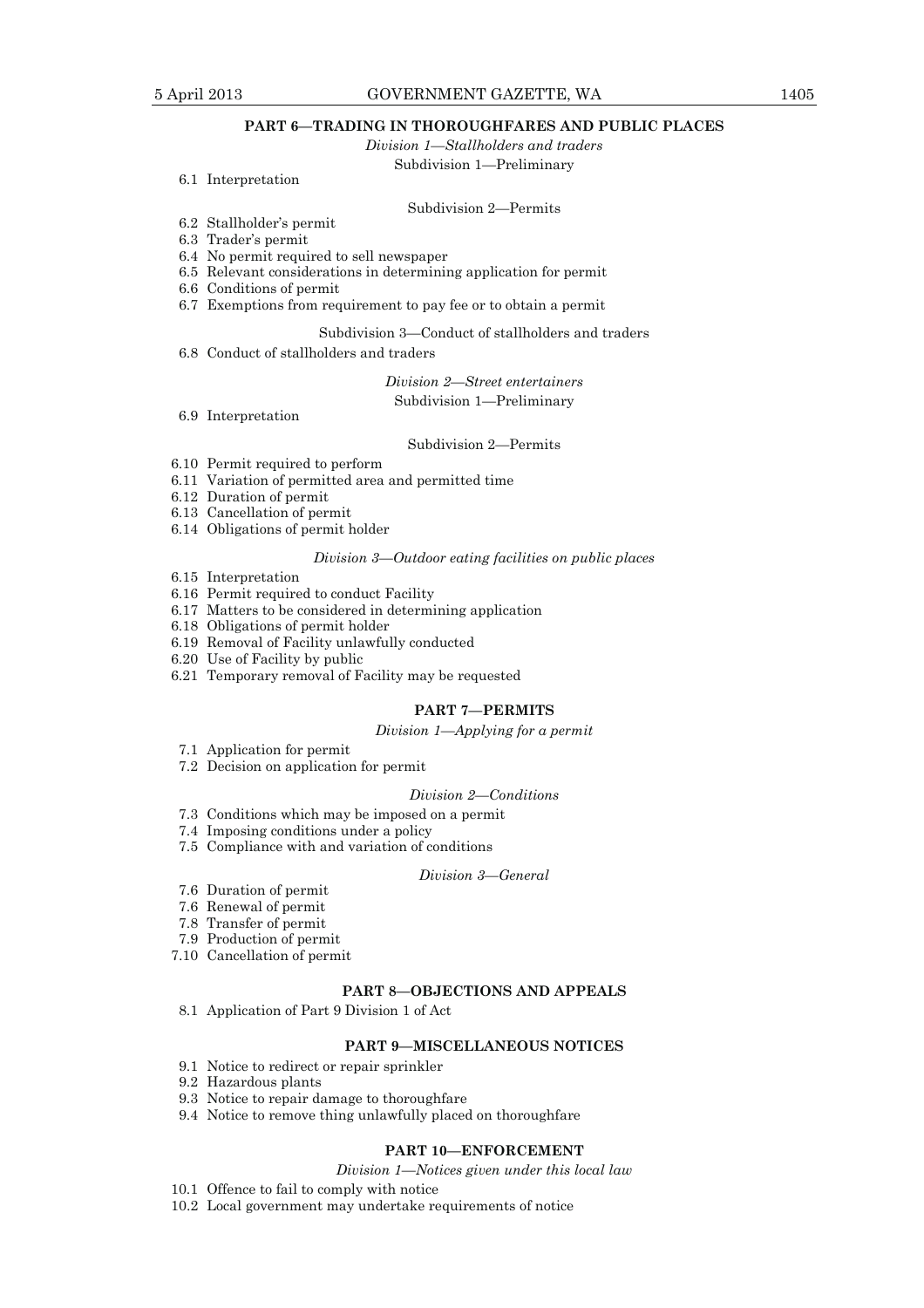**PART 6—TRADING IN THOROUGHFARES AND PUBLIC PLACES**

*Division 1—Stallholders and traders*

Subdivision 1—Preliminary

6.1 Interpretation

Subdivision 2—Permits

6.2 Stallholder's permit
6.3 Trader's permit
6.4 No permit required to sell newspaper
6.5 Relevant considerations in determining application for permit
6.6 Conditions of permit
6.7 Exemptions from requirement to pay fee or to obtain a permit

Subdivision 3—Conduct of stallholders and traders

6.8 Conduct of stallholders and traders

*Division 2—Street entertainers*

Subdivision 1—Preliminary

6.9 Interpretation

Subdivision 2—Permits

6.10 Permit required to perform
6.11 Variation of permitted area and permitted time
6.12 Duration of permit
6.13 Cancellation of permit
6.14 Obligations of permit holder

*Division 3—Outdoor eating facilities on public places*

6.15 Interpretation
6.16 Permit required to conduct Facility
6.17 Matters to be considered in determining application
6.18 Obligations of permit holder
6.19 Removal of Facility unlawfully conducted
6.20 Use of Facility by public
6.21 Temporary removal of Facility may be requested

**PART 7—PERMITS**

*Division 1—Applying for a permit*

7.1 Application for permit
7.2 Decision on application for permit

*Division 2—Conditions*

7.3 Conditions which may be imposed on a permit
7.4 Imposing conditions under a policy
7.5 Compliance with and variation of conditions

*Division 3—General*

7.6 Duration of permit
7.6 Renewal of permit
7.8 Transfer of permit
7.9 Production of permit
7.10 Cancellation of permit

**PART 8—OBJECTIONS AND APPEALS**

8.1 Application of Part 9 Division 1 of Act

**PART 9—MISCELLANEOUS NOTICES**

9.1 Notice to redirect or repair sprinkler
9.2 Hazardous plants
9.3 Notice to repair damage to thoroughfare
9.4 Notice to remove thing unlawfully placed on thoroughfare

**PART 10—ENFORCEMENT**

*Division 1—Notices given under this local law*

10.1 Offence to fail to comply with notice
10.2 Local government may undertake requirements of notice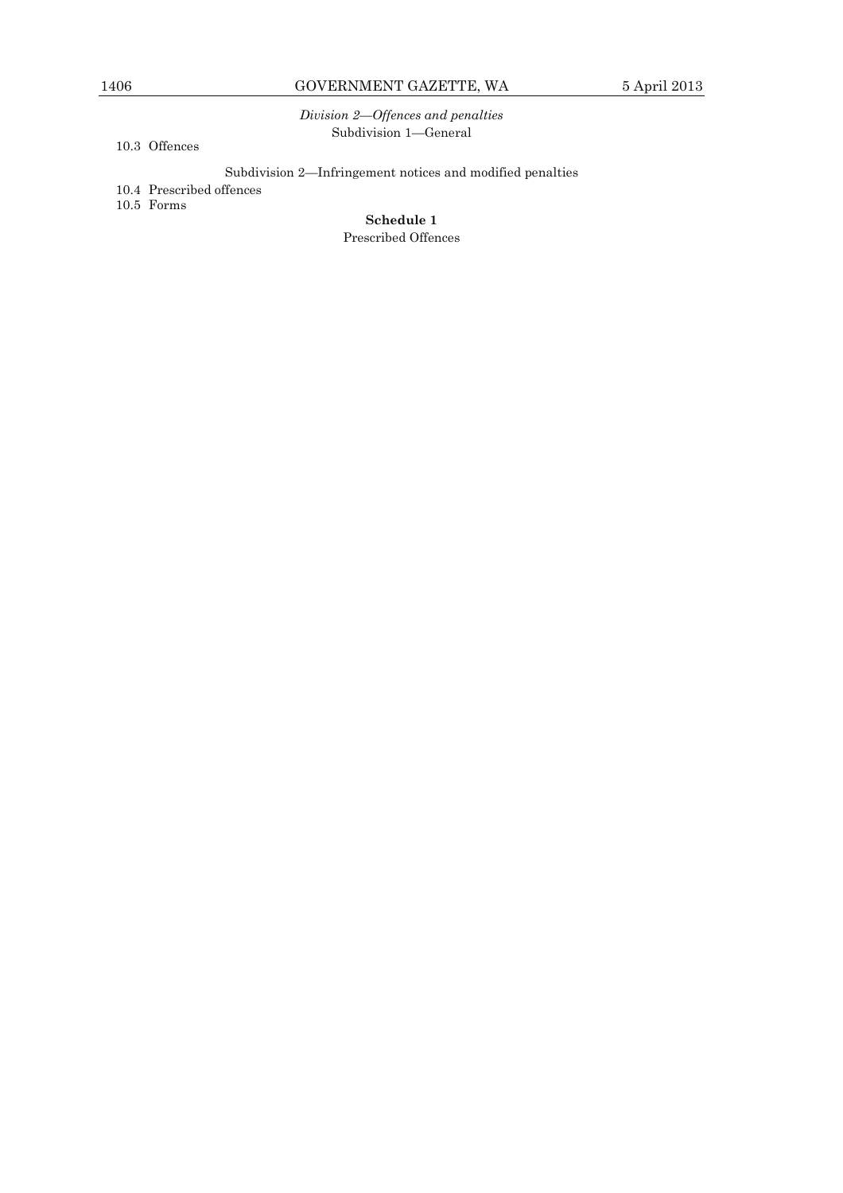*Division 2—Offences and penalties*

Subdivision 1—General

10.3 Offences

Subdivision 2—Infringement notices and modified penalties

10.4 Prescribed offences

10.5 Forms

**Schedule 1**

Prescribed Offences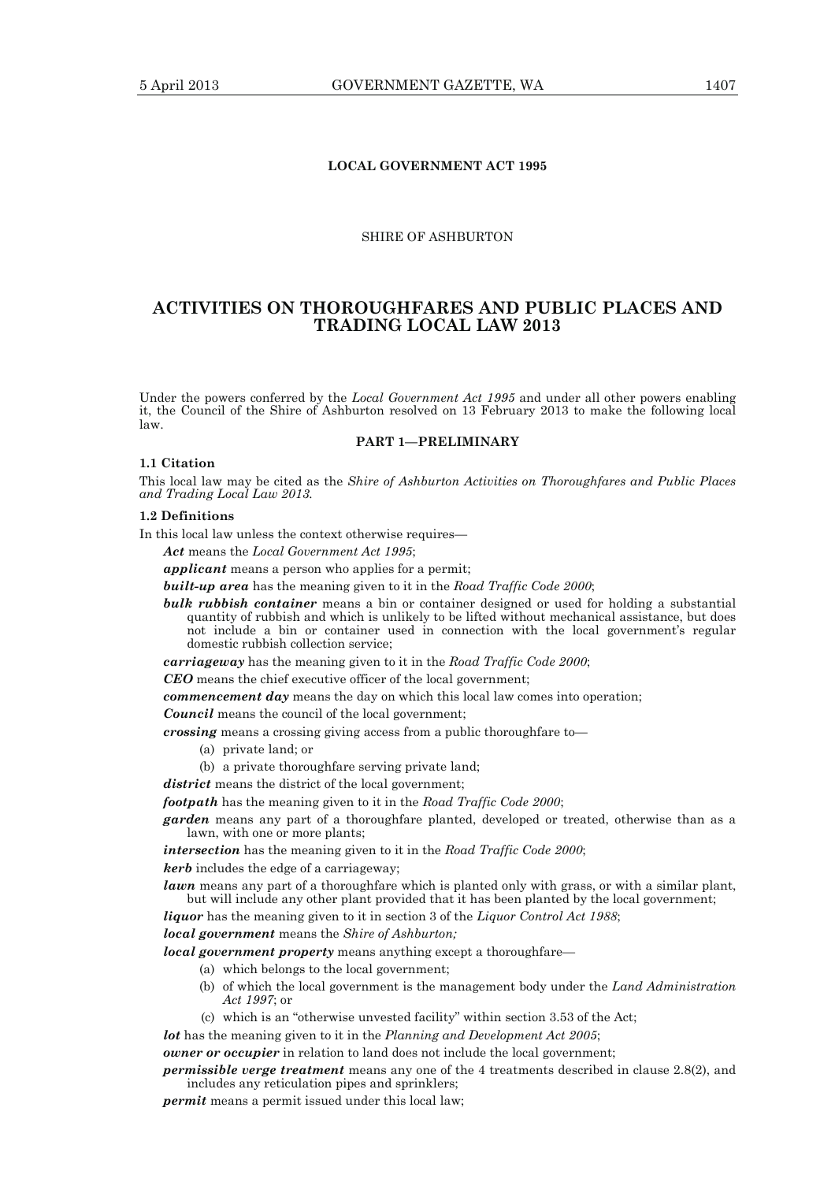**LOCAL GOVERNMENT ACT 1995**

SHIRE OF ASHBURTON

# ACTIVITIES ON THOROUGHFARES AND PUBLIC PLACES AND TRADING LOCAL LAW 2013

Under the powers conferred by the *Local Government Act 1995* and under all other powers enabling it, the Council of the Shire of Ashburton resolved on 13 February 2013 to make the following local law.

## PART 1—PRELIMINARY

### 1.1 Citation

This local law may be cited as the *Shire of Ashburton Activities on Thoroughfares and Public Places and Trading Local Law 2013*.

### 1.2 Definitions

In this local law unless the context otherwise requires—

***Act*** means the *Local Government Act 1995*;

***applicant*** means a person who applies for a permit;

***built-up area*** has the meaning given to it in the *Road Traffic Code 2000*;

***bulk rubbish container*** means a bin or container designed or used for holding a substantial quantity of rubbish and which is unlikely to be lifted without mechanical assistance, but does not include a bin or container used in connection with the local government's regular domestic rubbish collection service;

***carriageway*** has the meaning given to it in the *Road Traffic Code 2000*;

***CEO*** means the chief executive officer of the local government;

***commencement day*** means the day on which this local law comes into operation;

***Council*** means the council of the local government;

***crossing*** means a crossing giving access from a public thoroughfare to—

- (a) private land; or
- (b) a private thoroughfare serving private land;

***district*** means the district of the local government;

***footpath*** has the meaning given to it in the *Road Traffic Code 2000*;

***garden*** means any part of a thoroughfare planted, developed or treated, otherwise than as a lawn, with one or more plants;

***intersection*** has the meaning given to it in the *Road Traffic Code 2000*;

***kerb*** includes the edge of a carriageway;

***lawn*** means any part of a thoroughfare which is planted only with grass, or with a similar plant, but will include any other plant provided that it has been planted by the local government;

***liquor*** has the meaning given to it in section 3 of the *Liquor Control Act 1988*;

***local government*** means the *Shire of Ashburton;*

***local government property*** means anything except a thoroughfare—

- (a) which belongs to the local government;
- (b) of which the local government is the management body under the *Land Administration Act 1997*; or
- (c) which is an "otherwise unvested facility" within section 3.53 of the Act;

***lot*** has the meaning given to it in the *Planning and Development Act 2005*;

***owner or occupier*** in relation to land does not include the local government;

***permissible verge treatment*** means any one of the 4 treatments described in clause 2.8(2), and includes any reticulation pipes and sprinklers;

***permit*** means a permit issued under this local law;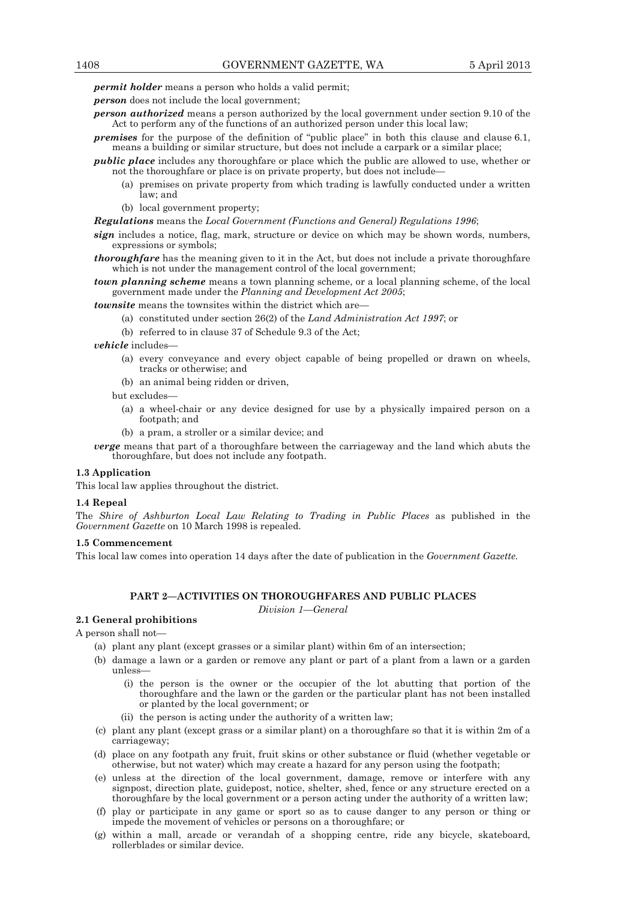***permit holder*** means a person who holds a valid permit;

***person*** does not include the local government;

***person authorized*** means a person authorized by the local government under section 9.10 of the Act to perform any of the functions of an authorized person under this local law;

***premises*** for the purpose of the definition of "public place" in both this clause and clause 6.1, means a building or similar structure, but does not include a carpark or a similar place;

***public place*** includes any thoroughfare or place which the public are allowed to use, whether or not the thoroughfare or place is on private property, but does not include—

- (a) premises on private property from which trading is lawfully conducted under a written law; and
- (b) local government property;

***Regulations*** means the *Local Government (Functions and General) Regulations 1996*;

***sign*** includes a notice, flag, mark, structure or device on which may be shown words, numbers, expressions or symbols;

***thoroughfare*** has the meaning given to it in the Act, but does not include a private thoroughfare which is not under the management control of the local government;

***town planning scheme*** means a town planning scheme, or a local planning scheme, of the local government made under the *Planning and Development Act 2005*;

***townsite*** means the townsites within the district which are—

- (a) constituted under section 26(2) of the *Land Administration Act 1997*; or
- (b) referred to in clause 37 of Schedule 9.3 of the Act;

***vehicle*** includes—

- (a) every conveyance and every object capable of being propelled or drawn on wheels, tracks or otherwise; and
- (b) an animal being ridden or driven,

but excludes—

- (a) a wheel-chair or any device designed for use by a physically impaired person on a footpath; and
- (b) a pram, a stroller or a similar device; and

***verge*** means that part of a thoroughfare between the carriageway and the land which abuts the thoroughfare, but does not include any footpath.

**1.3 Application**

This local law applies throughout the district.

**1.4 Repeal**

The *Shire of Ashburton Local Law Relating to Trading in Public Places* as published in the *Government Gazette* on 10 March 1998 is repealed.

**1.5 Commencement**

This local law comes into operation 14 days after the date of publication in the *Government Gazette.*

## PART 2—ACTIVITIES ON THOROUGHFARES AND PUBLIC PLACES

*Division 1—General*

**2.1 General prohibitions**

A person shall not—

- (a) plant any plant (except grasses or a similar plant) within 6m of an intersection;
- (b) damage a lawn or a garden or remove any plant or part of a plant from a lawn or a garden unless—
  - (i) the person is the owner or the occupier of the lot abutting that portion of the thoroughfare and the lawn or the garden or the particular plant has not been installed or planted by the local government; or
  - (ii) the person is acting under the authority of a written law;
- (c) plant any plant (except grass or a similar plant) on a thoroughfare so that it is within 2m of a carriageway;
- (d) place on any footpath any fruit, fruit skins or other substance or fluid (whether vegetable or otherwise, but not water) which may create a hazard for any person using the footpath;
- (e) unless at the direction of the local government, damage, remove or interfere with any signpost, direction plate, guidepost, notice, shelter, shed, fence or any structure erected on a thoroughfare by the local government or a person acting under the authority of a written law;
- (f) play or participate in any game or sport so as to cause danger to any person or thing or impede the movement of vehicles or persons on a thoroughfare; or
- (g) within a mall, arcade or verandah of a shopping centre, ride any bicycle, skateboard, rollerblades or similar device.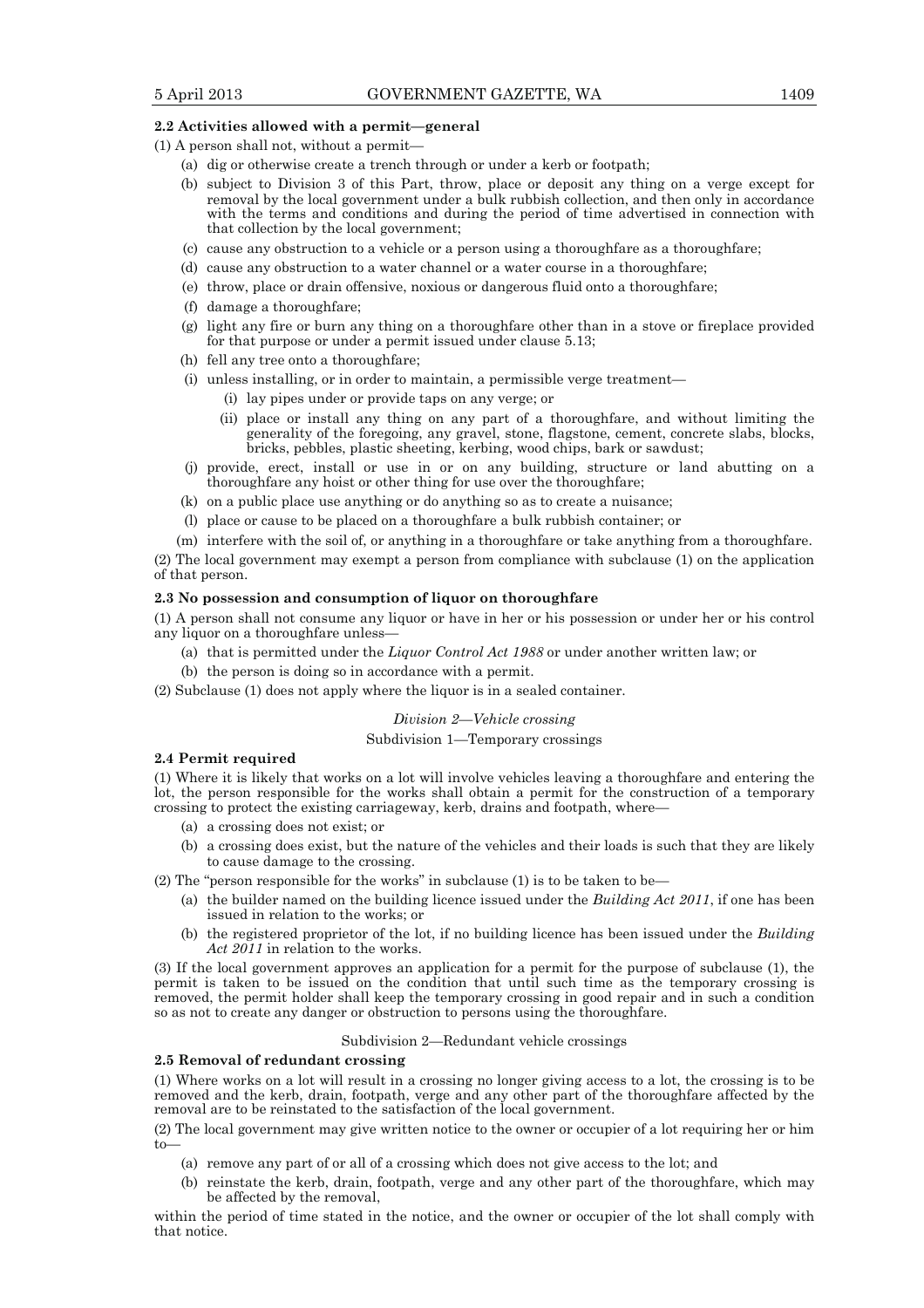**2.2 Activities allowed with a permit—general**

(1) A person shall not, without a permit—

- (a) dig or otherwise create a trench through or under a kerb or footpath;
- (b) subject to Division 3 of this Part, throw, place or deposit any thing on a verge except for removal by the local government under a bulk rubbish collection, and then only in accordance with the terms and conditions and during the period of time advertised in connection with that collection by the local government;
- (c) cause any obstruction to a vehicle or a person using a thoroughfare as a thoroughfare;
- (d) cause any obstruction to a water channel or a water course in a thoroughfare;
- (e) throw, place or drain offensive, noxious or dangerous fluid onto a thoroughfare;
- (f) damage a thoroughfare;
- (g) light any fire or burn any thing on a thoroughfare other than in a stove or fireplace provided for that purpose or under a permit issued under clause 5.13;
- (h) fell any tree onto a thoroughfare;
- (i) unless installing, or in order to maintain, a permissible verge treatment—
  - (i) lay pipes under or provide taps on any verge; or
  - (ii) place or install any thing on any part of a thoroughfare, and without limiting the generality of the foregoing, any gravel, stone, flagstone, cement, concrete slabs, blocks, bricks, pebbles, plastic sheeting, kerbing, wood chips, bark or sawdust;
- (j) provide, erect, install or use in or on any building, structure or land abutting on a thoroughfare any hoist or other thing for use over the thoroughfare;
- (k) on a public place use anything or do anything so as to create a nuisance;
- (l) place or cause to be placed on a thoroughfare a bulk rubbish container; or
- (m) interfere with the soil of, or anything in a thoroughfare or take anything from a thoroughfare.

(2) The local government may exempt a person from compliance with subclause (1) on the application of that person.

**2.3 No possession and consumption of liquor on thoroughfare**

(1) A person shall not consume any liquor or have in her or his possession or under her or his control any liquor on a thoroughfare unless—

- (a) that is permitted under the *Liquor Control Act 1988* or under another written law; or
- (b) the person is doing so in accordance with a permit.

(2) Subclause (1) does not apply where the liquor is in a sealed container.

*Division 2—Vehicle crossing*

Subdivision 1—Temporary crossings

**2.4 Permit required**

(1) Where it is likely that works on a lot will involve vehicles leaving a thoroughfare and entering the lot, the person responsible for the works shall obtain a permit for the construction of a temporary crossing to protect the existing carriageway, kerb, drains and footpath, where—

- (a) a crossing does not exist; or
- (b) a crossing does exist, but the nature of the vehicles and their loads is such that they are likely to cause damage to the crossing.

(2) The "person responsible for the works" in subclause (1) is to be taken to be—

- (a) the builder named on the building licence issued under the *Building Act 2011*, if one has been issued in relation to the works; or
- (b) the registered proprietor of the lot, if no building licence has been issued under the *Building Act 2011* in relation to the works.

(3) If the local government approves an application for a permit for the purpose of subclause (1), the permit is taken to be issued on the condition that until such time as the temporary crossing is removed, the permit holder shall keep the temporary crossing in good repair and in such a condition so as not to create any danger or obstruction to persons using the thoroughfare.

Subdivision 2—Redundant vehicle crossings

**2.5 Removal of redundant crossing**

(1) Where works on a lot will result in a crossing no longer giving access to a lot, the crossing is to be removed and the kerb, drain, footpath, verge and any other part of the thoroughfare affected by the removal are to be reinstated to the satisfaction of the local government.

(2) The local government may give written notice to the owner or occupier of a lot requiring her or him to—

- (a) remove any part of or all of a crossing which does not give access to the lot; and
- (b) reinstate the kerb, drain, footpath, verge and any other part of the thoroughfare, which may be affected by the removal,

within the period of time stated in the notice, and the owner or occupier of the lot shall comply with that notice.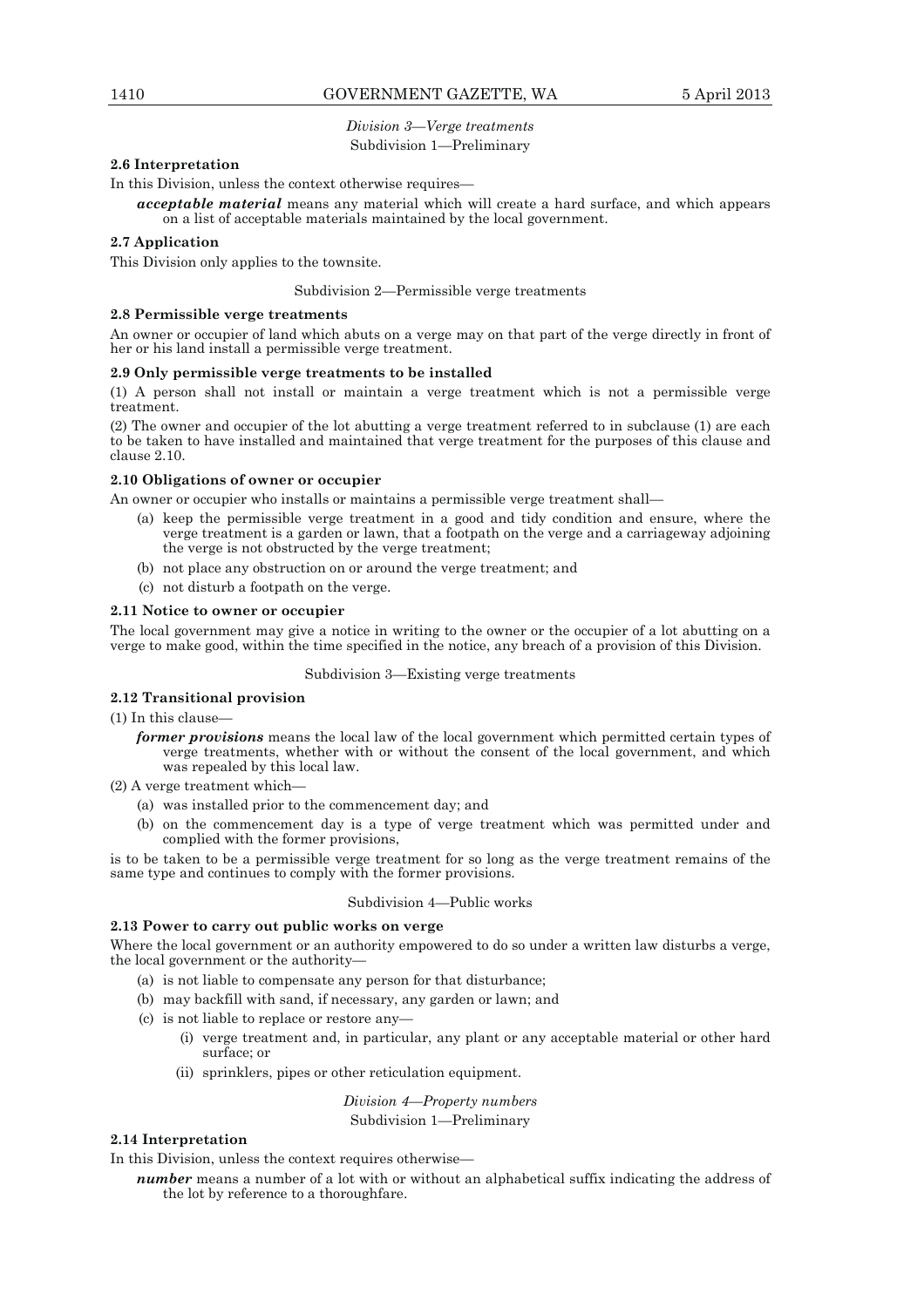*Division 3—Verge treatments*

Subdivision 1—Preliminary

**2.6 Interpretation**

In this Division, unless the context otherwise requires—

***acceptable material*** means any material which will create a hard surface, and which appears on a list of acceptable materials maintained by the local government.

**2.7 Application**

This Division only applies to the townsite.

Subdivision 2—Permissible verge treatments

**2.8 Permissible verge treatments**

An owner or occupier of land which abuts on a verge may on that part of the verge directly in front of her or his land install a permissible verge treatment.

**2.9 Only permissible verge treatments to be installed**

(1) A person shall not install or maintain a verge treatment which is not a permissible verge treatment.

(2) The owner and occupier of the lot abutting a verge treatment referred to in subclause (1) are each to be taken to have installed and maintained that verge treatment for the purposes of this clause and clause 2.10.

**2.10 Obligations of owner or occupier**

An owner or occupier who installs or maintains a permissible verge treatment shall—

(a) keep the permissible verge treatment in a good and tidy condition and ensure, where the verge treatment is a garden or lawn, that a footpath on the verge and a carriageway adjoining the verge is not obstructed by the verge treatment;

(b) not place any obstruction on or around the verge treatment; and

(c) not disturb a footpath on the verge.

**2.11 Notice to owner or occupier**

The local government may give a notice in writing to the owner or the occupier of a lot abutting on a verge to make good, within the time specified in the notice, any breach of a provision of this Division.

Subdivision 3—Existing verge treatments

**2.12 Transitional provision**

(1) In this clause—

***former provisions*** means the local law of the local government which permitted certain types of verge treatments, whether with or without the consent of the local government, and which was repealed by this local law.

(2) A verge treatment which—

(a) was installed prior to the commencement day; and

(b) on the commencement day is a type of verge treatment which was permitted under and complied with the former provisions,

is to be taken to be a permissible verge treatment for so long as the verge treatment remains of the same type and continues to comply with the former provisions.

Subdivision 4—Public works

**2.13 Power to carry out public works on verge**

Where the local government or an authority empowered to do so under a written law disturbs a verge, the local government or the authority—

(a) is not liable to compensate any person for that disturbance;

(b) may backfill with sand, if necessary, any garden or lawn; and

(c) is not liable to replace or restore any—

(i) verge treatment and, in particular, any plant or any acceptable material or other hard surface; or

(ii) sprinklers, pipes or other reticulation equipment.

*Division 4—Property numbers*

Subdivision 1—Preliminary

**2.14 Interpretation**

In this Division, unless the context requires otherwise—

***number*** means a number of a lot with or without an alphabetical suffix indicating the address of the lot by reference to a thoroughfare.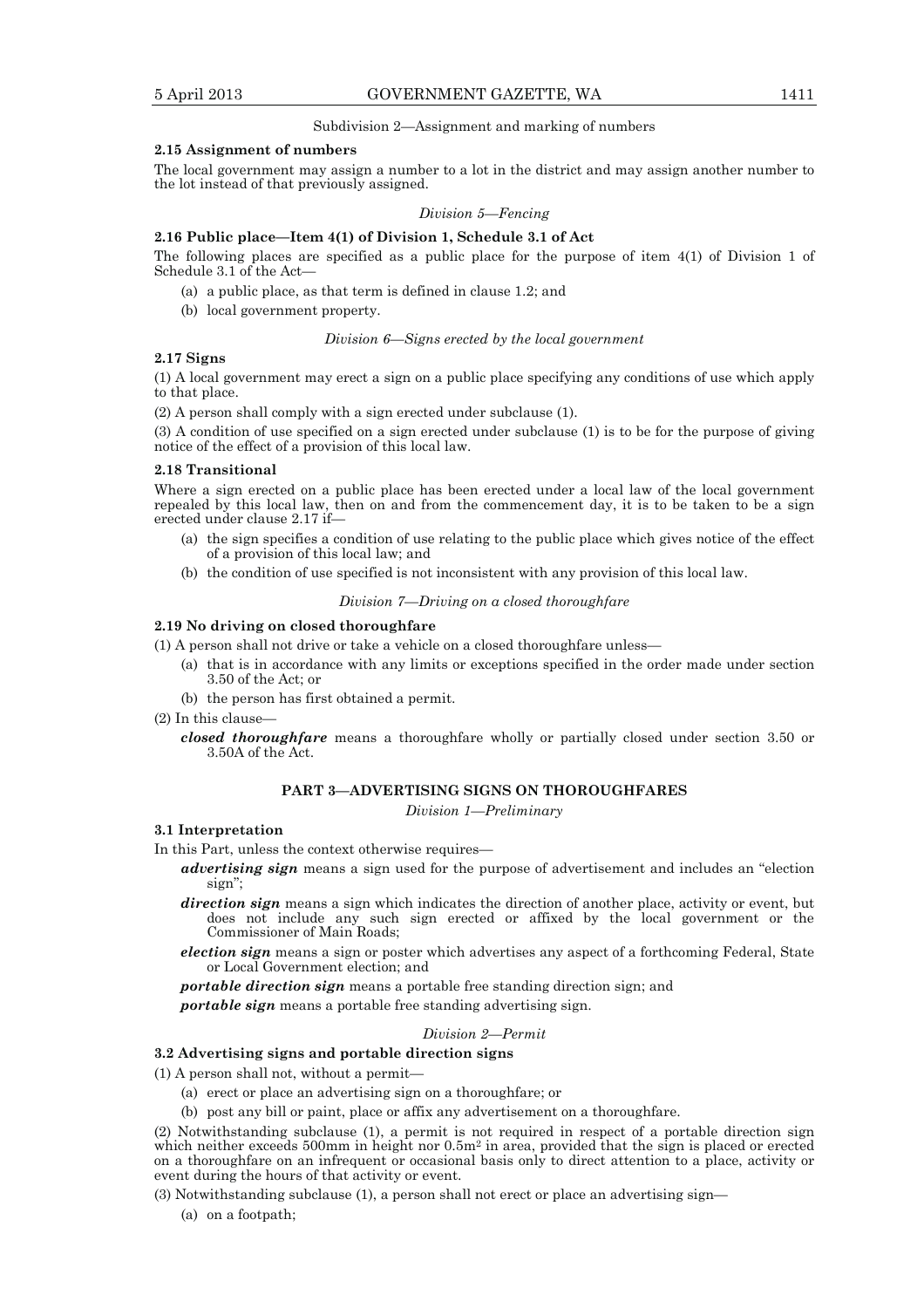Subdivision 2—Assignment and marking of numbers

**2.15 Assignment of numbers**

The local government may assign a number to a lot in the district and may assign another number to the lot instead of that previously assigned.

*Division 5—Fencing*

**2.16 Public place—Item 4(1) of Division 1, Schedule 3.1 of Act**

The following places are specified as a public place for the purpose of item 4(1) of Division 1 of Schedule 3.1 of the Act—

(a) a public place, as that term is defined in clause 1.2; and

(b) local government property.

*Division 6—Signs erected by the local government*

**2.17 Signs**

(1) A local government may erect a sign on a public place specifying any conditions of use which apply to that place.

(2) A person shall comply with a sign erected under subclause (1).

(3) A condition of use specified on a sign erected under subclause (1) is to be for the purpose of giving notice of the effect of a provision of this local law.

**2.18 Transitional**

Where a sign erected on a public place has been erected under a local law of the local government repealed by this local law, then on and from the commencement day, it is to be taken to be a sign erected under clause 2.17 if—

(a) the sign specifies a condition of use relating to the public place which gives notice of the effect of a provision of this local law; and

(b) the condition of use specified is not inconsistent with any provision of this local law.

*Division 7—Driving on a closed thoroughfare*

**2.19 No driving on closed thoroughfare**

(1) A person shall not drive or take a vehicle on a closed thoroughfare unless—

(a) that is in accordance with any limits or exceptions specified in the order made under section 3.50 of the Act; or

(b) the person has first obtained a permit.

(2) In this clause—

***closed thoroughfare*** means a thoroughfare wholly or partially closed under section 3.50 or 3.50A of the Act.

## PART 3—ADVERTISING SIGNS ON THOROUGHFARES

*Division 1—Preliminary*

**3.1 Interpretation**

In this Part, unless the context otherwise requires—

***advertising sign*** means a sign used for the purpose of advertisement and includes an "election sign";

***direction sign*** means a sign which indicates the direction of another place, activity or event, but does not include any such sign erected or affixed by the local government or the Commissioner of Main Roads;

***election sign*** means a sign or poster which advertises any aspect of a forthcoming Federal, State or Local Government election; and

***portable direction sign*** means a portable free standing direction sign; and

***portable sign*** means a portable free standing advertising sign.

*Division 2—Permit*

**3.2 Advertising signs and portable direction signs**

(1) A person shall not, without a permit—

(a) erect or place an advertising sign on a thoroughfare; or

(b) post any bill or paint, place or affix any advertisement on a thoroughfare.

(2) Notwithstanding subclause (1), a permit is not required in respect of a portable direction sign which neither exceeds 500mm in height nor $0.5m^2$ in area, provided that the sign is placed or erected on a thoroughfare on an infrequent or occasional basis only to direct attention to a place, activity or event during the hours of that activity or event.

(3) Notwithstanding subclause (1), a person shall not erect or place an advertising sign—

(a) on a footpath;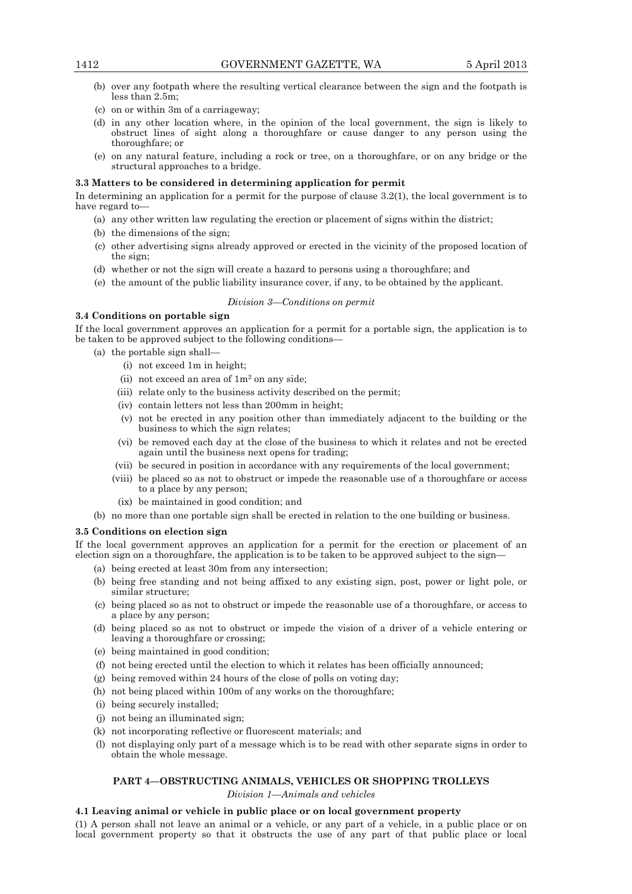(b) over any footpath where the resulting vertical clearance between the sign and the footpath is less than 2.5m;

(c) on or within 3m of a carriageway;

(d) in any other location where, in the opinion of the local government, the sign is likely to obstruct lines of sight along a thoroughfare or cause danger to any person using the thoroughfare; or

(e) on any natural feature, including a rock or tree, on a thoroughfare, or on any bridge or the structural approaches to a bridge.

**3.3 Matters to be considered in determining application for permit**

In determining an application for a permit for the purpose of clause 3.2(1), the local government is to have regard to—

(a) any other written law regulating the erection or placement of signs within the district;

(b) the dimensions of the sign;

(c) other advertising signs already approved or erected in the vicinity of the proposed location of the sign;

(d) whether or not the sign will create a hazard to persons using a thoroughfare; and

(e) the amount of the public liability insurance cover, if any, to be obtained by the applicant.

*Division 3—Conditions on permit*

**3.4 Conditions on portable sign**

If the local government approves an application for a permit for a portable sign, the application is to be taken to be approved subject to the following conditions—

(a) the portable sign shall—

(i) not exceed 1m in height;

(ii) not exceed an area of $1m^2$ on any side;

(iii) relate only to the business activity described on the permit;

(iv) contain letters not less than 200mm in height;

(v) not be erected in any position other than immediately adjacent to the building or the business to which the sign relates;

(vi) be removed each day at the close of the business to which it relates and not be erected again until the business next opens for trading;

(vii) be secured in position in accordance with any requirements of the local government;

(viii) be placed so as not to obstruct or impede the reasonable use of a thoroughfare or access to a place by any person;

(ix) be maintained in good condition; and

(b) no more than one portable sign shall be erected in relation to the one building or business.

**3.5 Conditions on election sign**

If the local government approves an application for a permit for the erection or placement of an election sign on a thoroughfare, the application is to be taken to be approved subject to the sign—

(a) being erected at least 30m from any intersection;

(b) being free standing and not being affixed to any existing sign, post, power or light pole, or similar structure;

(c) being placed so as not to obstruct or impede the reasonable use of a thoroughfare, or access to a place by any person;

(d) being placed so as not to obstruct or impede the vision of a driver of a vehicle entering or leaving a thoroughfare or crossing;

(e) being maintained in good condition;

(f) not being erected until the election to which it relates has been officially announced;

(g) being removed within 24 hours of the close of polls on voting day;

(h) not being placed within 100m of any works on the thoroughfare;

(i) being securely installed;

(j) not being an illuminated sign;

(k) not incorporating reflective or fluorescent materials; and

(l) not displaying only part of a message which is to be read with other separate signs in order to obtain the whole message.

## PART 4—OBSTRUCTING ANIMALS, VEHICLES OR SHOPPING TROLLEYS

*Division 1—Animals and vehicles*

**4.1 Leaving animal or vehicle in public place or on local government property**

(1) A person shall not leave an animal or a vehicle, or any part of a vehicle, in a public place or on local government property so that it obstructs the use of any part of that public place or local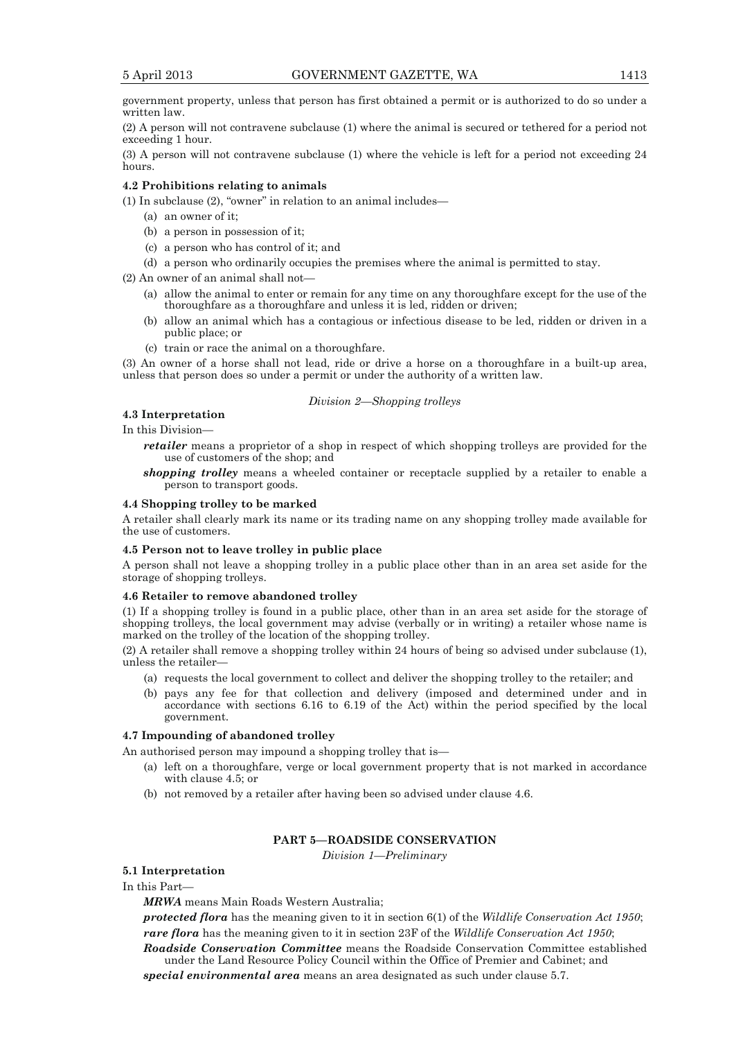government property, unless that person has first obtained a permit or is authorized to do so under a written law.

(2) A person will not contravene subclause (1) where the animal is secured or tethered for a period not exceeding 1 hour.

(3) A person will not contravene subclause (1) where the vehicle is left for a period not exceeding 24 hours.

**4.2 Prohibitions relating to animals**

(1) In subclause (2), "owner" in relation to an animal includes—

- (a) an owner of it;
- (b) a person in possession of it;
- (c) a person who has control of it; and
- (d) a person who ordinarily occupies the premises where the animal is permitted to stay.

(2) An owner of an animal shall not—

- (a) allow the animal to enter or remain for any time on any thoroughfare except for the use of the thoroughfare as a thoroughfare and unless it is led, ridden or driven;
- (b) allow an animal which has a contagious or infectious disease to be led, ridden or driven in a public place; or
- (c) train or race the animal on a thoroughfare.

(3) An owner of a horse shall not lead, ride or drive a horse on a thoroughfare in a built-up area, unless that person does so under a permit or under the authority of a written law.

*Division 2—Shopping trolleys*

**4.3 Interpretation**

In this Division—

***retailer*** means a proprietor of a shop in respect of which shopping trolleys are provided for the use of customers of the shop; and

***shopping trolley*** means a wheeled container or receptacle supplied by a retailer to enable a person to transport goods.

**4.4 Shopping trolley to be marked**

A retailer shall clearly mark its name or its trading name on any shopping trolley made available for the use of customers.

**4.5 Person not to leave trolley in public place**

A person shall not leave a shopping trolley in a public place other than in an area set aside for the storage of shopping trolleys.

**4.6 Retailer to remove abandoned trolley**

(1) If a shopping trolley is found in a public place, other than in an area set aside for the storage of shopping trolleys, the local government may advise (verbally or in writing) a retailer whose name is marked on the trolley of the location of the shopping trolley.

(2) A retailer shall remove a shopping trolley within 24 hours of being so advised under subclause (1), unless the retailer—

- (a) requests the local government to collect and deliver the shopping trolley to the retailer; and
- (b) pays any fee for that collection and delivery (imposed and determined under and in accordance with sections 6.16 to 6.19 of the Act) within the period specified by the local government.

**4.7 Impounding of abandoned trolley**

An authorised person may impound a shopping trolley that is—

- (a) left on a thoroughfare, verge or local government property that is not marked in accordance with clause 4.5; or
- (b) not removed by a retailer after having been so advised under clause 4.6.

## PART 5—ROADSIDE CONSERVATION

*Division 1—Preliminary*

**5.1 Interpretation**

In this Part—

***MRWA*** means Main Roads Western Australia;

***protected flora*** has the meaning given to it in section 6(1) of the *Wildlife Conservation Act 1950*;

***rare flora*** has the meaning given to it in section 23F of the *Wildlife Conservation Act 1950*;

***Roadside Conservation Committee*** means the Roadside Conservation Committee established under the Land Resource Policy Council within the Office of Premier and Cabinet; and

***special environmental area*** means an area designated as such under clause 5.7.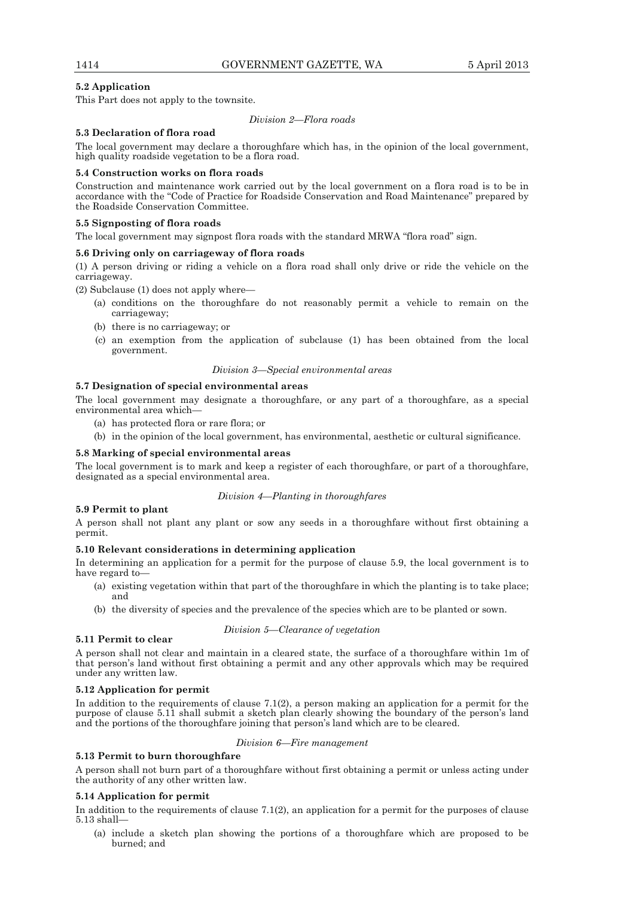**5.2 Application**

This Part does not apply to the townsite.

*Division 2—Flora roads*

**5.3 Declaration of flora road**

The local government may declare a thoroughfare which has, in the opinion of the local government, high quality roadside vegetation to be a flora road.

**5.4 Construction works on flora roads**

Construction and maintenance work carried out by the local government on a flora road is to be in accordance with the "Code of Practice for Roadside Conservation and Road Maintenance" prepared by the Roadside Conservation Committee.

**5.5 Signposting of flora roads**

The local government may signpost flora roads with the standard MRWA "flora road" sign.

**5.6 Driving only on carriageway of flora roads**

(1) A person driving or riding a vehicle on a flora road shall only drive or ride the vehicle on the carriageway.

(2) Subclause (1) does not apply where—

- (a) conditions on the thoroughfare do not reasonably permit a vehicle to remain on the carriageway;
- (b) there is no carriageway; or
- (c) an exemption from the application of subclause (1) has been obtained from the local government.

*Division 3—Special environmental areas*

**5.7 Designation of special environmental areas**

The local government may designate a thoroughfare, or any part of a thoroughfare, as a special environmental area which—

- (a) has protected flora or rare flora; or
- (b) in the opinion of the local government, has environmental, aesthetic or cultural significance.

**5.8 Marking of special environmental areas**

The local government is to mark and keep a register of each thoroughfare, or part of a thoroughfare, designated as a special environmental area.

*Division 4—Planting in thoroughfares*

**5.9 Permit to plant**

A person shall not plant any plant or sow any seeds in a thoroughfare without first obtaining a permit.

**5.10 Relevant considerations in determining application**

In determining an application for a permit for the purpose of clause 5.9, the local government is to have regard to—

- (a) existing vegetation within that part of the thoroughfare in which the planting is to take place; and
- (b) the diversity of species and the prevalence of the species which are to be planted or sown.

*Division 5—Clearance of vegetation*

**5.11 Permit to clear**

A person shall not clear and maintain in a cleared state, the surface of a thoroughfare within 1m of that person's land without first obtaining a permit and any other approvals which may be required under any written law.

**5.12 Application for permit**

In addition to the requirements of clause 7.1(2), a person making an application for a permit for the purpose of clause 5.11 shall submit a sketch plan clearly showing the boundary of the person's land and the portions of the thoroughfare joining that person's land which are to be cleared.

*Division 6—Fire management*

**5.13 Permit to burn thoroughfare**

A person shall not burn part of a thoroughfare without first obtaining a permit or unless acting under the authority of any other written law.

**5.14 Application for permit**

In addition to the requirements of clause 7.1(2), an application for a permit for the purposes of clause 5.13 shall—

- (a) include a sketch plan showing the portions of a thoroughfare which are proposed to be burned; and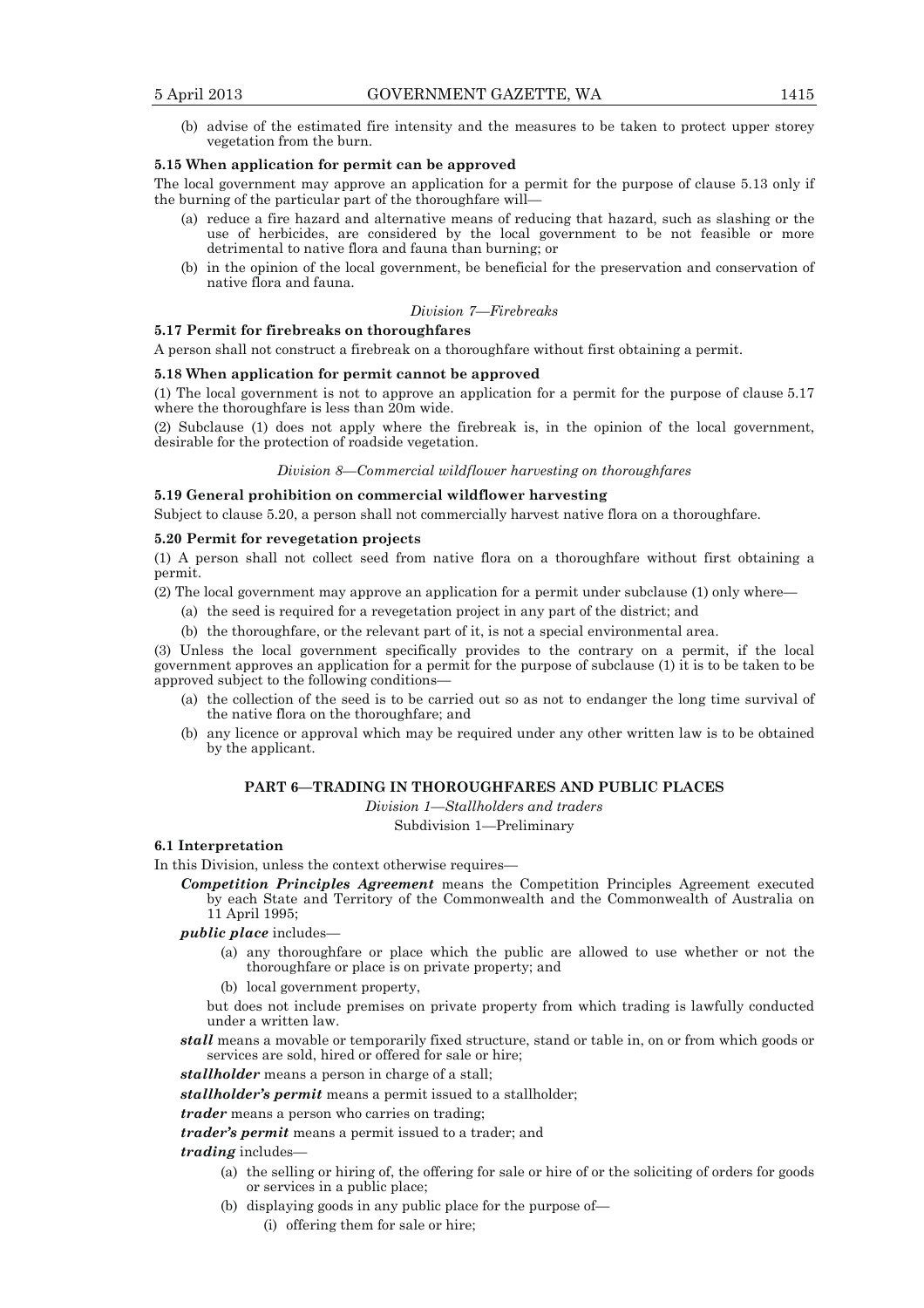(b) advise of the estimated fire intensity and the measures to be taken to protect upper storey vegetation from the burn.

**5.15 When application for permit can be approved**

The local government may approve an application for a permit for the purpose of clause 5.13 only if the burning of the particular part of the thoroughfare will—

(a) reduce a fire hazard and alternative means of reducing that hazard, such as slashing or the use of herbicides, are considered by the local government to be not feasible or more detrimental to native flora and fauna than burning; or

(b) in the opinion of the local government, be beneficial for the preservation and conservation of native flora and fauna.

*Division 7—Firebreaks*

**5.17 Permit for firebreaks on thoroughfares**

A person shall not construct a firebreak on a thoroughfare without first obtaining a permit.

**5.18 When application for permit cannot be approved**

(1) The local government is not to approve an application for a permit for the purpose of clause 5.17 where the thoroughfare is less than 20m wide.

(2) Subclause (1) does not apply where the firebreak is, in the opinion of the local government, desirable for the protection of roadside vegetation.

*Division 8—Commercial wildflower harvesting on thoroughfares*

**5.19 General prohibition on commercial wildflower harvesting**

Subject to clause 5.20, a person shall not commercially harvest native flora on a thoroughfare.

**5.20 Permit for revegetation projects**

(1) A person shall not collect seed from native flora on a thoroughfare without first obtaining a permit.

(2) The local government may approve an application for a permit under subclause (1) only where—

(a) the seed is required for a revegetation project in any part of the district; and

(b) the thoroughfare, or the relevant part of it, is not a special environmental area.

(3) Unless the local government specifically provides to the contrary on a permit, if the local government approves an application for a permit for the purpose of subclause (1) it is to be taken to be approved subject to the following conditions—

(a) the collection of the seed is to be carried out so as not to endanger the long time survival of the native flora on the thoroughfare; and

(b) any licence or approval which may be required under any other written law is to be obtained by the applicant.

## PART 6—TRADING IN THOROUGHFARES AND PUBLIC PLACES

*Division 1—Stallholders and traders*

Subdivision 1—Preliminary

**6.1 Interpretation**

In this Division, unless the context otherwise requires—

***Competition Principles Agreement*** means the Competition Principles Agreement executed by each State and Territory of the Commonwealth and the Commonwealth of Australia on 11 April 1995;

***public place*** includes—

(a) any thoroughfare or place which the public are allowed to use whether or not the thoroughfare or place is on private property; and

(b) local government property,

but does not include premises on private property from which trading is lawfully conducted under a written law.

***stall*** means a movable or temporarily fixed structure, stand or table in, on or from which goods or services are sold, hired or offered for sale or hire;

***stallholder*** means a person in charge of a stall;

***stallholder's permit*** means a permit issued to a stallholder;

***trader*** means a person who carries on trading;

***trader's permit*** means a permit issued to a trader; and

***trading*** includes—

(a) the selling or hiring of, the offering for sale or hire of or the soliciting of orders for goods or services in a public place;

(b) displaying goods in any public place for the purpose of—

(i) offering them for sale or hire;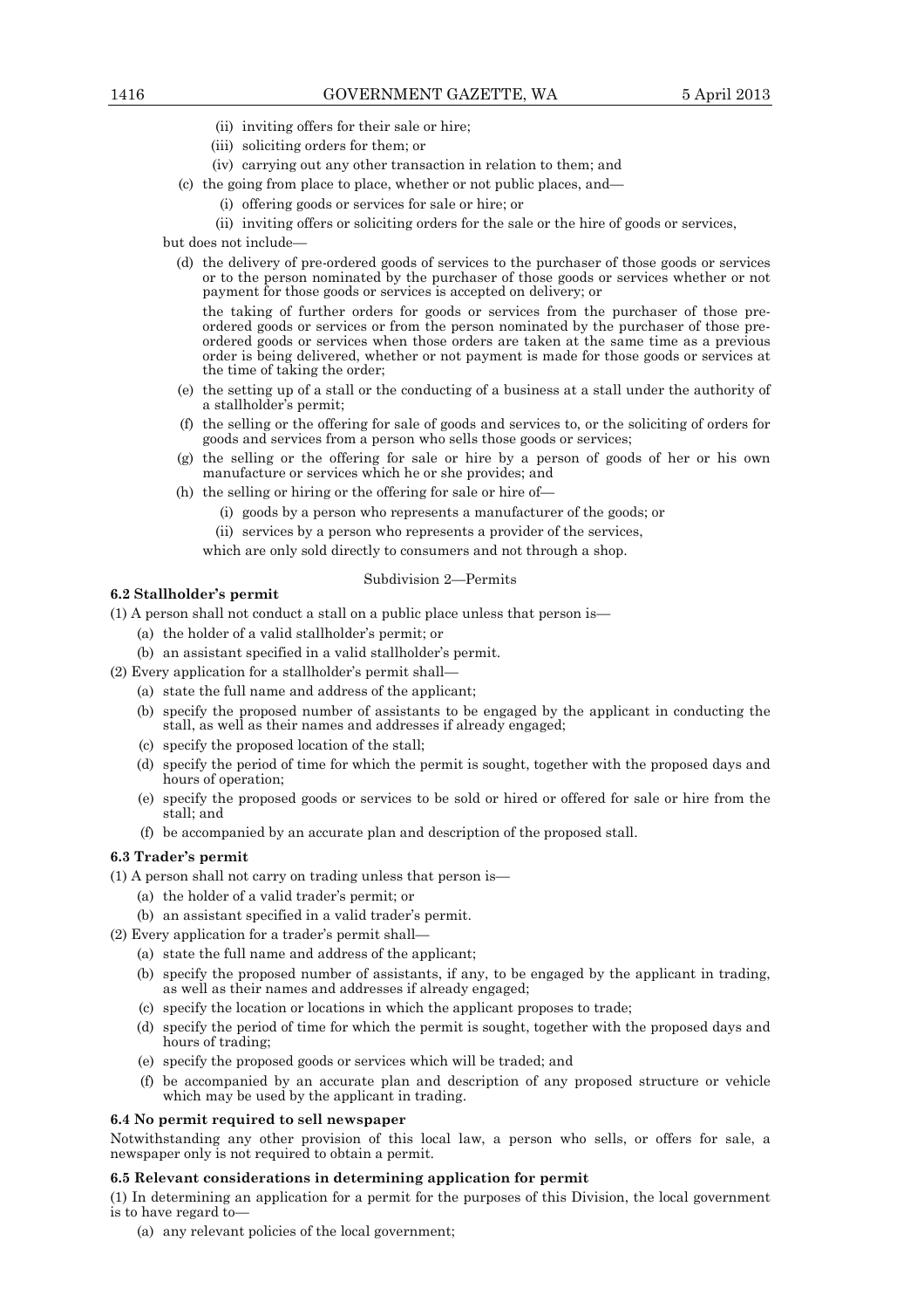(ii) inviting offers for their sale or hire;

(iii) soliciting orders for them; or

(iv) carrying out any other transaction in relation to them; and

(c) the going from place to place, whether or not public places, and—

(i) offering goods or services for sale or hire; or

(ii) inviting offers or soliciting orders for the sale or the hire of goods or services,

but does not include—

(d) the delivery of pre-ordered goods of services to the purchaser of those goods or services or to the person nominated by the purchaser of those goods or services whether or not payment for those goods or services is accepted on delivery; or

the taking of further orders for goods or services from the purchaser of those pre-ordered goods or services or from the person nominated by the purchaser of those pre-ordered goods or services when those orders are taken at the same time as a previous order is being delivered, whether or not payment is made for those goods or services at the time of taking the order;

(e) the setting up of a stall or the conducting of a business at a stall under the authority of a stallholder's permit;

(f) the selling or the offering for sale of goods and services to, or the soliciting of orders for goods and services from a person who sells those goods or services;

(g) the selling or the offering for sale or hire by a person of goods of her or his own manufacture or services which he or she provides; and

(h) the selling or hiring or the offering for sale or hire of—

(i) goods by a person who represents a manufacturer of the goods; or

(ii) services by a person who represents a provider of the services,

which are only sold directly to consumers and not through a shop.

Subdivision 2—Permits

**6.2 Stallholder's permit**

(1) A person shall not conduct a stall on a public place unless that person is—

(a) the holder of a valid stallholder's permit; or

(b) an assistant specified in a valid stallholder's permit.

(2) Every application for a stallholder's permit shall—

(a) state the full name and address of the applicant;

(b) specify the proposed number of assistants to be engaged by the applicant in conducting the stall, as well as their names and addresses if already engaged;

(c) specify the proposed location of the stall;

(d) specify the period of time for which the permit is sought, together with the proposed days and hours of operation;

(e) specify the proposed goods or services to be sold or hired or offered for sale or hire from the stall; and

(f) be accompanied by an accurate plan and description of the proposed stall.

**6.3 Trader's permit**

(1) A person shall not carry on trading unless that person is—

(a) the holder of a valid trader's permit; or

(b) an assistant specified in a valid trader's permit.

(2) Every application for a trader's permit shall—

(a) state the full name and address of the applicant;

(b) specify the proposed number of assistants, if any, to be engaged by the applicant in trading, as well as their names and addresses if already engaged;

(c) specify the location or locations in which the applicant proposes to trade;

(d) specify the period of time for which the permit is sought, together with the proposed days and hours of trading;

(e) specify the proposed goods or services which will be traded; and

(f) be accompanied by an accurate plan and description of any proposed structure or vehicle which may be used by the applicant in trading.

**6.4 No permit required to sell newspaper**

Notwithstanding any other provision of this local law, a person who sells, or offers for sale, a newspaper only is not required to obtain a permit.

**6.5 Relevant considerations in determining application for permit**

(1) In determining an application for a permit for the purposes of this Division, the local government is to have regard to—

(a) any relevant policies of the local government;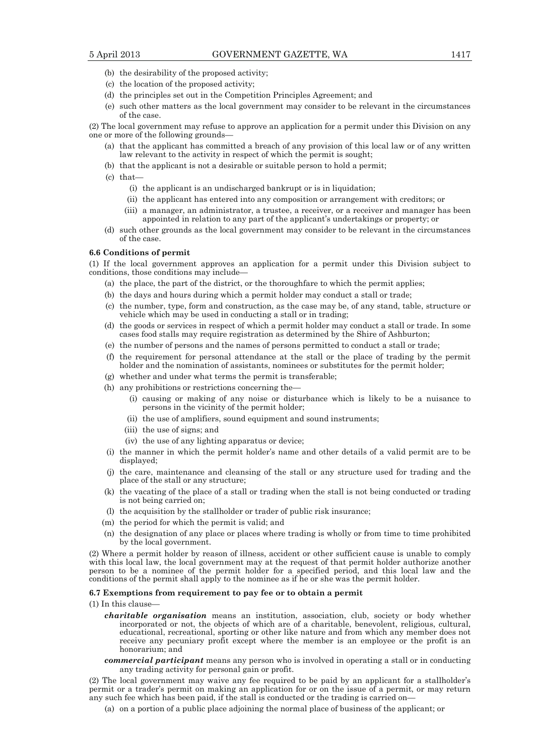(b) the desirability of the proposed activity;

(c) the location of the proposed activity;

(d) the principles set out in the Competition Principles Agreement; and

(e) such other matters as the local government may consider to be relevant in the circumstances of the case.

(2) The local government may refuse to approve an application for a permit under this Division on any one or more of the following grounds—

(a) that the applicant has committed a breach of any provision of this local law or of any written law relevant to the activity in respect of which the permit is sought;

(b) that the applicant is not a desirable or suitable person to hold a permit;

(c) that—

(i) the applicant is an undischarged bankrupt or is in liquidation;

(ii) the applicant has entered into any composition or arrangement with creditors; or

(iii) a manager, an administrator, a trustee, a receiver, or a receiver and manager has been appointed in relation to any part of the applicant's undertakings or property; or

(d) such other grounds as the local government may consider to be relevant in the circumstances of the case.

**6.6 Conditions of permit**

(1) If the local government approves an application for a permit under this Division subject to conditions, those conditions may include—

(a) the place, the part of the district, or the thoroughfare to which the permit applies;

(b) the days and hours during which a permit holder may conduct a stall or trade;

(c) the number, type, form and construction, as the case may be, of any stand, table, structure or vehicle which may be used in conducting a stall or in trading;

(d) the goods or services in respect of which a permit holder may conduct a stall or trade. In some cases food stalls may require registration as determined by the Shire of Ashburton;

(e) the number of persons and the names of persons permitted to conduct a stall or trade;

(f) the requirement for personal attendance at the stall or the place of trading by the permit holder and the nomination of assistants, nominees or substitutes for the permit holder;

(g) whether and under what terms the permit is transferable;

(h) any prohibitions or restrictions concerning the—

(i) causing or making of any noise or disturbance which is likely to be a nuisance to persons in the vicinity of the permit holder;

(ii) the use of amplifiers, sound equipment and sound instruments;

(iii) the use of signs; and

(iv) the use of any lighting apparatus or device;

(i) the manner in which the permit holder's name and other details of a valid permit are to be displayed;

(j) the care, maintenance and cleansing of the stall or any structure used for trading and the place of the stall or any structure;

(k) the vacating of the place of a stall or trading when the stall is not being conducted or trading is not being carried on;

(l) the acquisition by the stallholder or trader of public risk insurance;

(m) the period for which the permit is valid; and

(n) the designation of any place or places where trading is wholly or from time to time prohibited by the local government.

(2) Where a permit holder by reason of illness, accident or other sufficient cause is unable to comply with this local law, the local government may at the request of that permit holder authorize another person to be a nominee of the permit holder for a specified period, and this local law and the conditions of the permit shall apply to the nominee as if he or she was the permit holder.

**6.7 Exemptions from requirement to pay fee or to obtain a permit**

(1) In this clause—

***charitable organisation*** means an institution, association, club, society or body whether incorporated or not, the objects of which are of a charitable, benevolent, religious, cultural, educational, recreational, sporting or other like nature and from which any member does not receive any pecuniary profit except where the member is an employee or the profit is an honorarium; and

***commercial participant*** means any person who is involved in operating a stall or in conducting any trading activity for personal gain or profit.

(2) The local government may waive any fee required to be paid by an applicant for a stallholder's permit or a trader's permit on making an application for or on the issue of a permit, or may return any such fee which has been paid, if the stall is conducted or the trading is carried on—

(a) on a portion of a public place adjoining the normal place of business of the applicant; or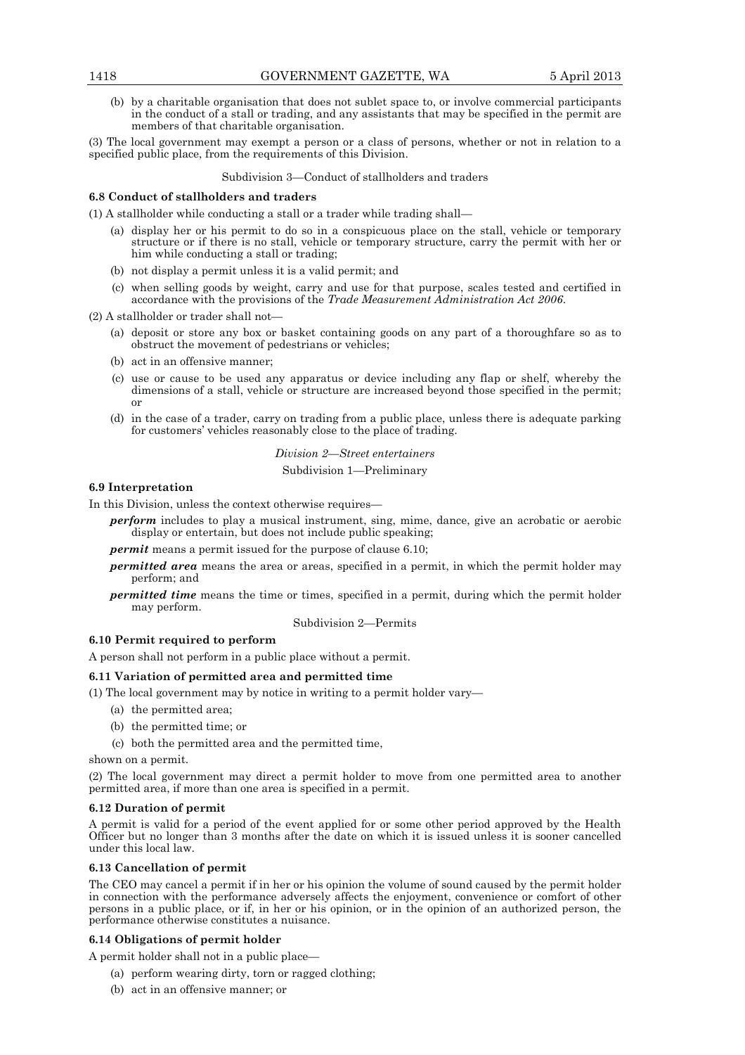(b) by a charitable organisation that does not sublet space to, or involve commercial participants in the conduct of a stall or trading, and any assistants that may be specified in the permit are members of that charitable organisation.

(3) The local government may exempt a person or a class of persons, whether or not in relation to a specified public place, from the requirements of this Division.

Subdivision 3—Conduct of stallholders and traders

**6.8 Conduct of stallholders and traders**

(1) A stallholder while conducting a stall or a trader while trading shall—

(a) display her or his permit to do so in a conspicuous place on the stall, vehicle or temporary structure or if there is no stall, vehicle or temporary structure, carry the permit with her or him while conducting a stall or trading;

(b) not display a permit unless it is a valid permit; and

(c) when selling goods by weight, carry and use for that purpose, scales tested and certified in accordance with the provisions of the *Trade Measurement Administration Act 2006*.

(2) A stallholder or trader shall not—

(a) deposit or store any box or basket containing goods on any part of a thoroughfare so as to obstruct the movement of pedestrians or vehicles;

(b) act in an offensive manner;

(c) use or cause to be used any apparatus or device including any flap or shelf, whereby the dimensions of a stall, vehicle or structure are increased beyond those specified in the permit; or

(d) in the case of a trader, carry on trading from a public place, unless there is adequate parking for customers' vehicles reasonably close to the place of trading.

*Division 2—Street entertainers*

Subdivision 1—Preliminary

**6.9 Interpretation**

In this Division, unless the context otherwise requires—

***perform*** includes to play a musical instrument, sing, mime, dance, give an acrobatic or aerobic display or entertain, but does not include public speaking;

***permit*** means a permit issued for the purpose of clause 6.10;

***permitted area*** means the area or areas, specified in a permit, in which the permit holder may perform; and

***permitted time*** means the time or times, specified in a permit, during which the permit holder may perform.

Subdivision 2—Permits

**6.10 Permit required to perform**

A person shall not perform in a public place without a permit.

**6.11 Variation of permitted area and permitted time**

(1) The local government may by notice in writing to a permit holder vary—

(a) the permitted area;

(b) the permitted time; or

(c) both the permitted area and the permitted time,

shown on a permit.

(2) The local government may direct a permit holder to move from one permitted area to another permitted area, if more than one area is specified in a permit.

**6.12 Duration of permit**

A permit is valid for a period of the event applied for or some other period approved by the Health Officer but no longer than 3 months after the date on which it is issued unless it is sooner cancelled under this local law.

**6.13 Cancellation of permit**

The CEO may cancel a permit if in her or his opinion the volume of sound caused by the permit holder in connection with the performance adversely affects the enjoyment, convenience or comfort of other persons in a public place, or if, in her or his opinion, or in the opinion of an authorized person, the performance otherwise constitutes a nuisance.

**6.14 Obligations of permit holder**

A permit holder shall not in a public place—

(a) perform wearing dirty, torn or ragged clothing;

(b) act in an offensive manner; or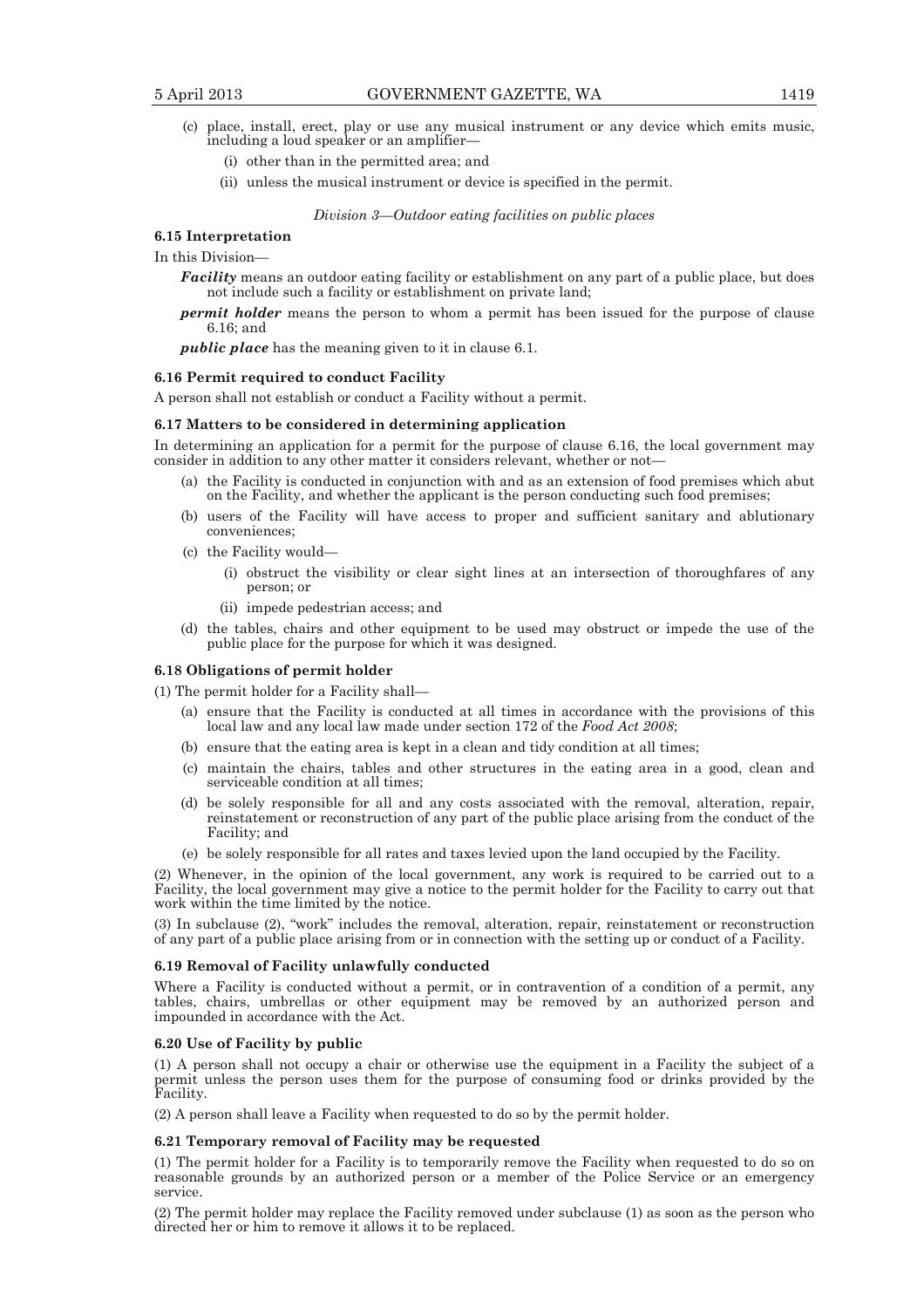(c) place, install, erect, play or use any musical instrument or any device which emits music, including a loud speaker or an amplifier—

(i) other than in the permitted area; and

(ii) unless the musical instrument or device is specified in the permit.

*Division 3—Outdoor eating facilities on public places*

**6.15 Interpretation**

In this Division—

***Facility*** means an outdoor eating facility or establishment on any part of a public place, but does not include such a facility or establishment on private land;

***permit holder*** means the person to whom a permit has been issued for the purpose of clause 6.16; and

***public place*** has the meaning given to it in clause 6.1.

**6.16 Permit required to conduct Facility**

A person shall not establish or conduct a Facility without a permit.

**6.17 Matters to be considered in determining application**

In determining an application for a permit for the purpose of clause 6.16, the local government may consider in addition to any other matter it considers relevant, whether or not—

(a) the Facility is conducted in conjunction with and as an extension of food premises which abut on the Facility, and whether the applicant is the person conducting such food premises;

(b) users of the Facility will have access to proper and sufficient sanitary and ablutionary conveniences;

(c) the Facility would—

(i) obstruct the visibility or clear sight lines at an intersection of thoroughfares of any person; or

(ii) impede pedestrian access; and

(d) the tables, chairs and other equipment to be used may obstruct or impede the use of the public place for the purpose for which it was designed.

**6.18 Obligations of permit holder**

(1) The permit holder for a Facility shall—

(a) ensure that the Facility is conducted at all times in accordance with the provisions of this local law and any local law made under section 172 of the *Food Act 2008*;

(b) ensure that the eating area is kept in a clean and tidy condition at all times;

(c) maintain the chairs, tables and other structures in the eating area in a good, clean and serviceable condition at all times;

(d) be solely responsible for all and any costs associated with the removal, alteration, repair, reinstatement or reconstruction of any part of the public place arising from the conduct of the Facility; and

(e) be solely responsible for all rates and taxes levied upon the land occupied by the Facility.

(2) Whenever, in the opinion of the local government, any work is required to be carried out to a Facility, the local government may give a notice to the permit holder for the Facility to carry out that work within the time limited by the notice.

(3) In subclause (2), "work" includes the removal, alteration, repair, reinstatement or reconstruction of any part of a public place arising from or in connection with the setting up or conduct of a Facility.

**6.19 Removal of Facility unlawfully conducted**

Where a Facility is conducted without a permit, or in contravention of a condition of a permit, any tables, chairs, umbrellas or other equipment may be removed by an authorized person and impounded in accordance with the Act.

**6.20 Use of Facility by public**

(1) A person shall not occupy a chair or otherwise use the equipment in a Facility the subject of a permit unless the person uses them for the purpose of consuming food or drinks provided by the Facility.

(2) A person shall leave a Facility when requested to do so by the permit holder.

**6.21 Temporary removal of Facility may be requested**

(1) The permit holder for a Facility is to temporarily remove the Facility when requested to do so on reasonable grounds by an authorized person or a member of the Police Service or an emergency service.

(2) The permit holder may replace the Facility removed under subclause (1) as soon as the person who directed her or him to remove it allows it to be replaced.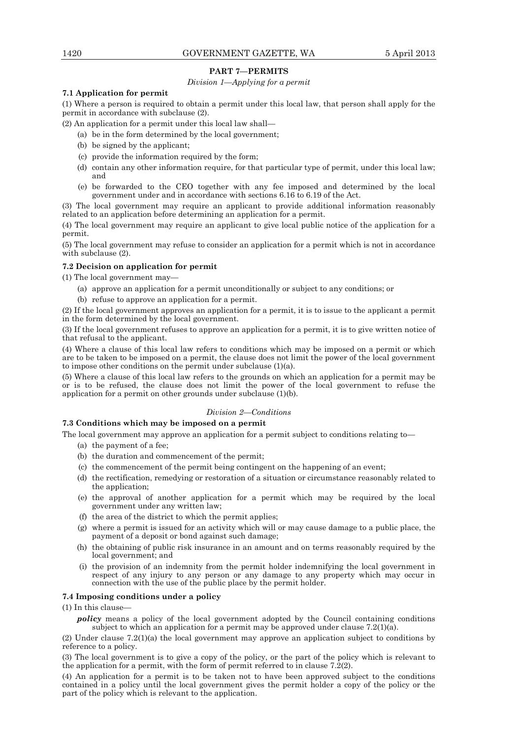## PART 7—PERMITS

*Division 1—Applying for a permit*

**7.1 Application for permit**

(1) Where a person is required to obtain a permit under this local law, that person shall apply for the permit in accordance with subclause (2).

(2) An application for a permit under this local law shall—

(a) be in the form determined by the local government;

(b) be signed by the applicant;

(c) provide the information required by the form;

(d) contain any other information require, for that particular type of permit, under this local law; and

(e) be forwarded to the CEO together with any fee imposed and determined by the local government under and in accordance with sections 6.16 to 6.19 of the Act.

(3) The local government may require an applicant to provide additional information reasonably related to an application before determining an application for a permit.

(4) The local government may require an applicant to give local public notice of the application for a permit.

(5) The local government may refuse to consider an application for a permit which is not in accordance with subclause (2).

**7.2 Decision on application for permit**

(1) The local government may—

(a) approve an application for a permit unconditionally or subject to any conditions; or

(b) refuse to approve an application for a permit.

(2) If the local government approves an application for a permit, it is to issue to the applicant a permit in the form determined by the local government.

(3) If the local government refuses to approve an application for a permit, it is to give written notice of that refusal to the applicant.

(4) Where a clause of this local law refers to conditions which may be imposed on a permit or which are to be taken to be imposed on a permit, the clause does not limit the power of the local government to impose other conditions on the permit under subclause (1)(a).

(5) Where a clause of this local law refers to the grounds on which an application for a permit may be or is to be refused, the clause does not limit the power of the local government to refuse the application for a permit on other grounds under subclause (1)(b).

*Division 2—Conditions*

**7.3 Conditions which may be imposed on a permit**

The local government may approve an application for a permit subject to conditions relating to—

(a) the payment of a fee;

(b) the duration and commencement of the permit;

(c) the commencement of the permit being contingent on the happening of an event;

(d) the rectification, remedying or restoration of a situation or circumstance reasonably related to the application;

(e) the approval of another application for a permit which may be required by the local government under any written law;

(f) the area of the district to which the permit applies;

(g) where a permit is issued for an activity which will or may cause damage to a public place, the payment of a deposit or bond against such damage;

(h) the obtaining of public risk insurance in an amount and on terms reasonably required by the local government; and

(i) the provision of an indemnity from the permit holder indemnifying the local government in respect of any injury to any person or any damage to any property which may occur in connection with the use of the public place by the permit holder.

**7.4 Imposing conditions under a policy**

(1) In this clause—

***policy*** means a policy of the local government adopted by the Council containing conditions subject to which an application for a permit may be approved under clause 7.2(1)(a).

(2) Under clause 7.2(1)(a) the local government may approve an application subject to conditions by reference to a policy.

(3) The local government is to give a copy of the policy, or the part of the policy which is relevant to the application for a permit, with the form of permit referred to in clause 7.2(2).

(4) An application for a permit is to be taken not to have been approved subject to the conditions contained in a policy until the local government gives the permit holder a copy of the policy or the part of the policy which is relevant to the application.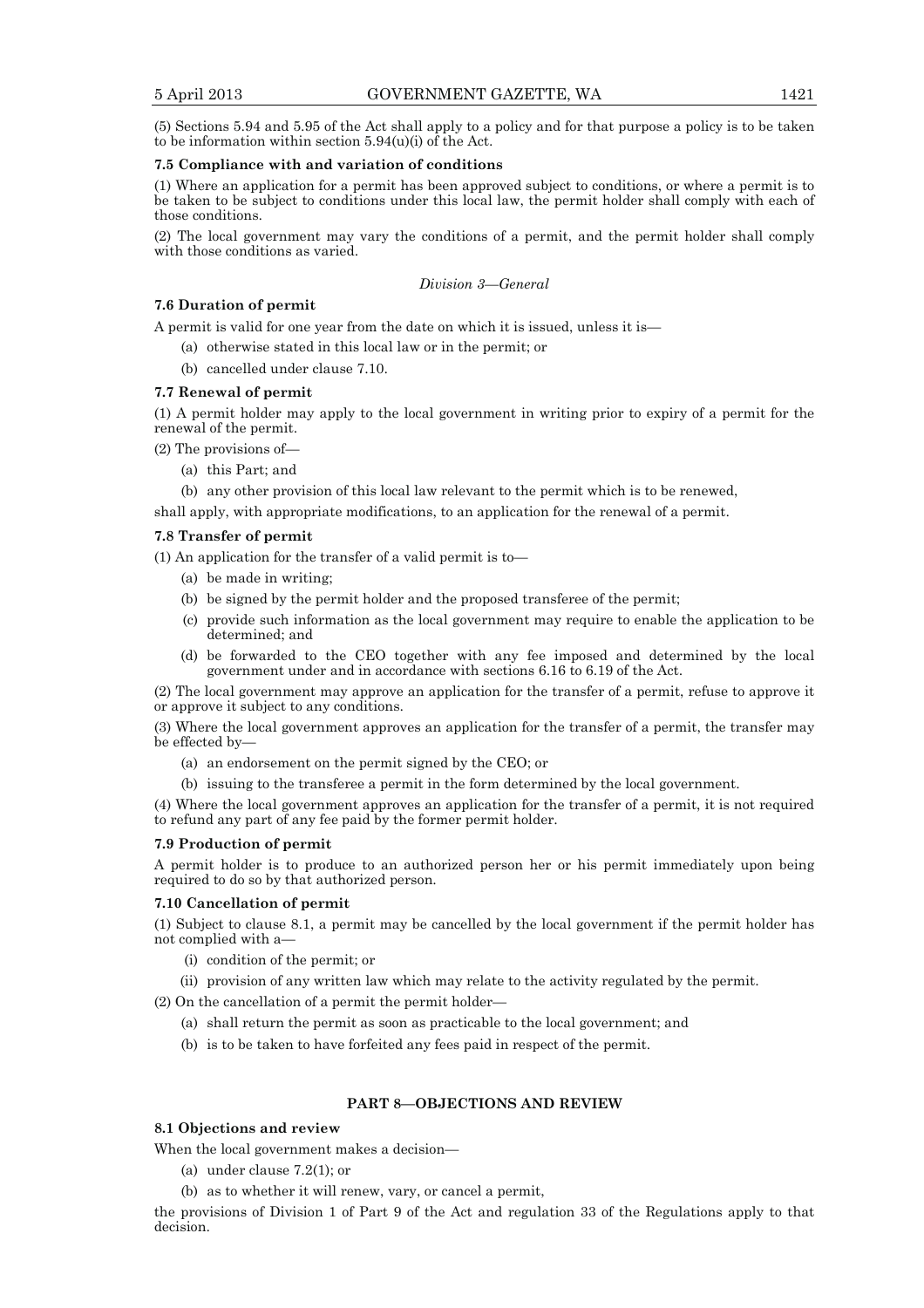(5) Sections 5.94 and 5.95 of the Act shall apply to a policy and for that purpose a policy is to be taken to be information within section 5.94(u)(i) of the Act.

**7.5 Compliance with and variation of conditions**

(1) Where an application for a permit has been approved subject to conditions, or where a permit is to be taken to be subject to conditions under this local law, the permit holder shall comply with each of those conditions.

(2) The local government may vary the conditions of a permit, and the permit holder shall comply with those conditions as varied.

*Division 3—General*

**7.6 Duration of permit**

A permit is valid for one year from the date on which it is issued, unless it is—

- (a) otherwise stated in this local law or in the permit; or
- (b) cancelled under clause 7.10.

**7.7 Renewal of permit**

(1) A permit holder may apply to the local government in writing prior to expiry of a permit for the renewal of the permit.

(2) The provisions of—

- (a) this Part; and
- (b) any other provision of this local law relevant to the permit which is to be renewed,

shall apply, with appropriate modifications, to an application for the renewal of a permit.

**7.8 Transfer of permit**

(1) An application for the transfer of a valid permit is to—

- (a) be made in writing;
- (b) be signed by the permit holder and the proposed transferee of the permit;
- (c) provide such information as the local government may require to enable the application to be determined; and
- (d) be forwarded to the CEO together with any fee imposed and determined by the local government under and in accordance with sections 6.16 to 6.19 of the Act.

(2) The local government may approve an application for the transfer of a permit, refuse to approve it or approve it subject to any conditions.

(3) Where the local government approves an application for the transfer of a permit, the transfer may be effected by—

- (a) an endorsement on the permit signed by the CEO; or
- (b) issuing to the transferee a permit in the form determined by the local government.

(4) Where the local government approves an application for the transfer of a permit, it is not required to refund any part of any fee paid by the former permit holder.

**7.9 Production of permit**

A permit holder is to produce to an authorized person her or his permit immediately upon being required to do so by that authorized person.

**7.10 Cancellation of permit**

(1) Subject to clause 8.1, a permit may be cancelled by the local government if the permit holder has not complied with a—

- (i) condition of the permit; or
- (ii) provision of any written law which may relate to the activity regulated by the permit.

(2) On the cancellation of a permit the permit holder—

- (a) shall return the permit as soon as practicable to the local government; and
- (b) is to be taken to have forfeited any fees paid in respect of the permit.

## PART 8—OBJECTIONS AND REVIEW

**8.1 Objections and review**

When the local government makes a decision—

- (a) under clause 7.2(1); or
- (b) as to whether it will renew, vary, or cancel a permit,

the provisions of Division 1 of Part 9 of the Act and regulation 33 of the Regulations apply to that decision.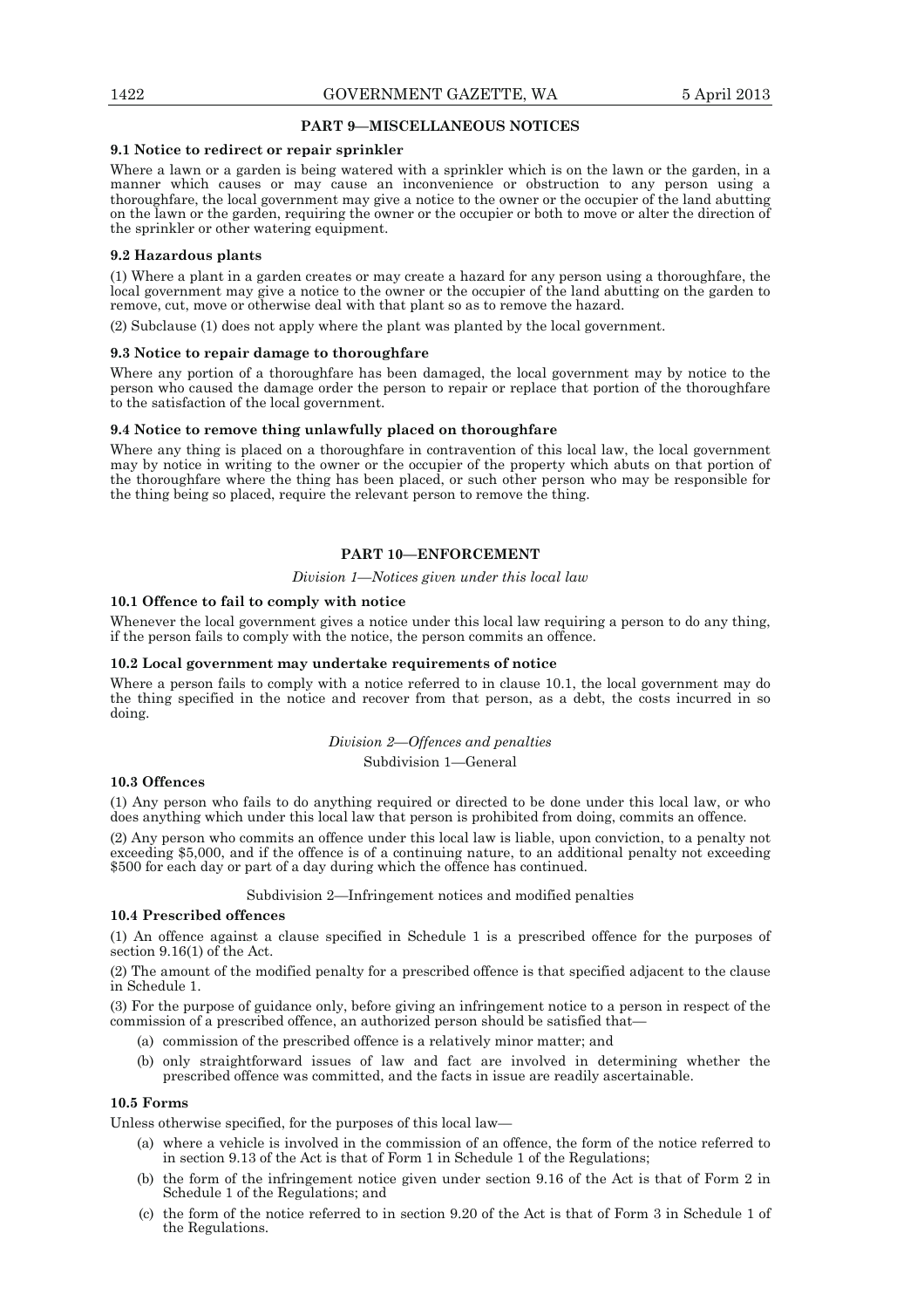## PART 9—MISCELLANEOUS NOTICES

### 9.1 Notice to redirect or repair sprinkler

Where a lawn or a garden is being watered with a sprinkler which is on the lawn or the garden, in a manner which causes or may cause an inconvenience or obstruction to any person using a thoroughfare, the local government may give a notice to the owner or the occupier of the land abutting on the lawn or the garden, requiring the owner or the occupier or both to move or alter the direction of the sprinkler or other watering equipment.

### 9.2 Hazardous plants

(1) Where a plant in a garden creates or may create a hazard for any person using a thoroughfare, the local government may give a notice to the owner or the occupier of the land abutting on the garden to remove, cut, move or otherwise deal with that plant so as to remove the hazard.

(2) Subclause (1) does not apply where the plant was planted by the local government.

### 9.3 Notice to repair damage to thoroughfare

Where any portion of a thoroughfare has been damaged, the local government may by notice to the person who caused the damage order the person to repair or replace that portion of the thoroughfare to the satisfaction of the local government.

### 9.4 Notice to remove thing unlawfully placed on thoroughfare

Where any thing is placed on a thoroughfare in contravention of this local law, the local government may by notice in writing to the owner or the occupier of the property which abuts on that portion of the thoroughfare where the thing has been placed, or such other person who may be responsible for the thing being so placed, require the relevant person to remove the thing.

## PART 10—ENFORCEMENT

*Division 1—Notices given under this local law*

### 10.1 Offence to fail to comply with notice

Whenever the local government gives a notice under this local law requiring a person to do any thing, if the person fails to comply with the notice, the person commits an offence.

### 10.2 Local government may undertake requirements of notice

Where a person fails to comply with a notice referred to in clause 10.1, the local government may do the thing specified in the notice and recover from that person, as a debt, the costs incurred in so doing.

*Division 2—Offences and penalties*

Subdivision 1—General

### 10.3 Offences

(1) Any person who fails to do anything required or directed to be done under this local law, or who does anything which under this local law that person is prohibited from doing, commits an offence.

(2) Any person who commits an offence under this local law is liable, upon conviction, to a penalty not exceeding $5,000, and if the offence is of a continuing nature, to an additional penalty not exceeding $500 for each day or part of a day during which the offence has continued.

Subdivision 2—Infringement notices and modified penalties

### 10.4 Prescribed offences

(1) An offence against a clause specified in Schedule 1 is a prescribed offence for the purposes of section 9.16(1) of the Act.

(2) The amount of the modified penalty for a prescribed offence is that specified adjacent to the clause in Schedule 1.

(3) For the purpose of guidance only, before giving an infringement notice to a person in respect of the commission of a prescribed offence, an authorized person should be satisfied that—

- (a) commission of the prescribed offence is a relatively minor matter; and
- (b) only straightforward issues of law and fact are involved in determining whether the prescribed offence was committed, and the facts in issue are readily ascertainable.

### 10.5 Forms

Unless otherwise specified, for the purposes of this local law—

- (a) where a vehicle is involved in the commission of an offence, the form of the notice referred to in section 9.13 of the Act is that of Form 1 in Schedule 1 of the Regulations;
- (b) the form of the infringement notice given under section 9.16 of the Act is that of Form 2 in Schedule 1 of the Regulations; and
- (c) the form of the notice referred to in section 9.20 of the Act is that of Form 3 in Schedule 1 of the Regulations.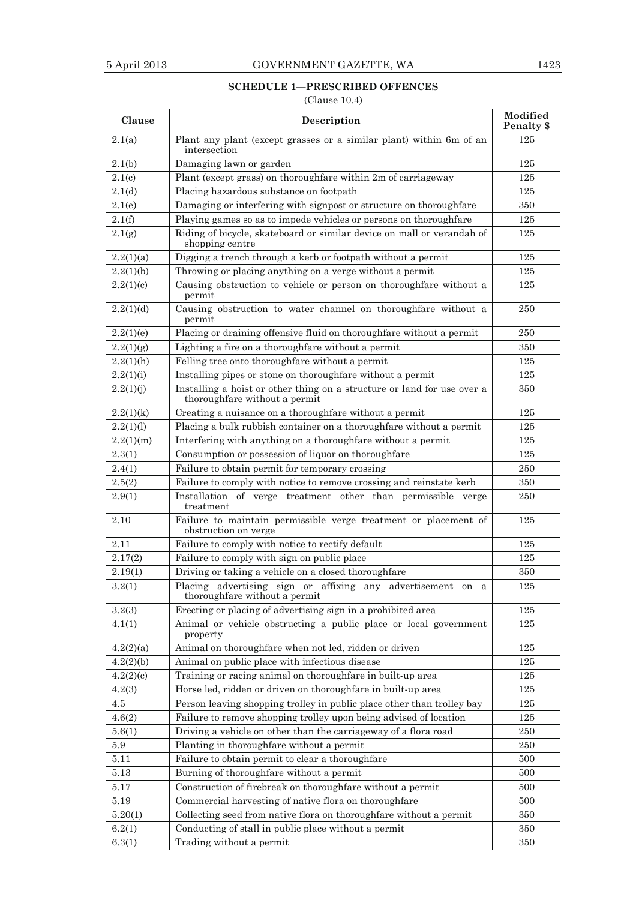**SCHEDULE 1—PRESCRIBED OFFENCES**

(Clause 10.4)

| Clause | Description | Modified Penalty $ |
|---|---|---|
| 2.1(a) | Plant any plant (except grasses or a similar plant) within 6m of an intersection | 125 |
| 2.1(b) | Damaging lawn or garden | 125 |
| 2.1(c) | Plant (except grass) on thoroughfare within 2m of carriageway | 125 |
| 2.1(d) | Placing hazardous substance on footpath | 125 |
| 2.1(e) | Damaging or interfering with signpost or structure on thoroughfare | 350 |
| 2.1(f) | Playing games so as to impede vehicles or persons on thoroughfare | 125 |
| 2.1(g) | Riding of bicycle, skateboard or similar device on mall or verandah of shopping centre | 125 |
| 2.2(1)(a) | Digging a trench through a kerb or footpath without a permit | 125 |
| 2.2(1)(b) | Throwing or placing anything on a verge without a permit | 125 |
| 2.2(1)(c) | Causing obstruction to vehicle or person on thoroughfare without a permit | 125 |
| 2.2(1)(d) | Causing obstruction to water channel on thoroughfare without a permit | 250 |
| 2.2(1)(e) | Placing or draining offensive fluid on thoroughfare without a permit | 250 |
| 2.2(1)(g) | Lighting a fire on a thoroughfare without a permit | 350 |
| 2.2(1)(h) | Felling tree onto thoroughfare without a permit | 125 |
| 2.2(1)(i) | Installing pipes or stone on thoroughfare without a permit | 125 |
| 2.2(1)(j) | Installing a hoist or other thing on a structure or land for use over a thoroughfare without a permit | 350 |
| 2.2(1)(k) | Creating a nuisance on a thoroughfare without a permit | 125 |
| 2.2(1)(l) | Placing a bulk rubbish container on a thoroughfare without a permit | 125 |
| 2.2(1)(m) | Interfering with anything on a thoroughfare without a permit | 125 |
| 2.3(1) | Consumption or possession of liquor on thoroughfare | 125 |
| 2.4(1) | Failure to obtain permit for temporary crossing | 250 |
| 2.5(2) | Failure to comply with notice to remove crossing and reinstate kerb | 350 |
| 2.9(1) | Installation of verge treatment other than permissible verge treatment | 250 |
| 2.10 | Failure to maintain permissible verge treatment or placement of obstruction on verge | 125 |
| 2.11 | Failure to comply with notice to rectify default | 125 |
| 2.17(2) | Failure to comply with sign on public place | 125 |
| 2.19(1) | Driving or taking a vehicle on a closed thoroughfare | 350 |
| 3.2(1) | Placing advertising sign or affixing any advertisement on a thoroughfare without a permit | 125 |
| 3.2(3) | Erecting or placing of advertising sign in a prohibited area | 125 |
| 4.1(1) | Animal or vehicle obstructing a public place or local government property | 125 |
| 4.2(2)(a) | Animal on thoroughfare when not led, ridden or driven | 125 |
| 4.2(2)(b) | Animal on public place with infectious disease | 125 |
| 4.2(2)(c) | Training or racing animal on thoroughfare in built-up area | 125 |
| 4.2(3) | Horse led, ridden or driven on thoroughfare in built-up area | 125 |
| 4.5 | Person leaving shopping trolley in public place other than trolley bay | 125 |
| 4.6(2) | Failure to remove shopping trolley upon being advised of location | 125 |
| 5.6(1) | Driving a vehicle on other than the carriageway of a flora road | 250 |
| 5.9 | Planting in thoroughfare without a permit | 250 |
| 5.11 | Failure to obtain permit to clear a thoroughfare | 500 |
| 5.13 | Burning of thoroughfare without a permit | 500 |
| 5.17 | Construction of firebreak on thoroughfare without a permit | 500 |
| 5.19 | Commercial harvesting of native flora on thoroughfare | 500 |
| 5.20(1) | Collecting seed from native flora on thoroughfare without a permit | 350 |
| 6.2(1) | Conducting of stall in public place without a permit | 350 |
| 6.3(1) | Trading without a permit | 350 |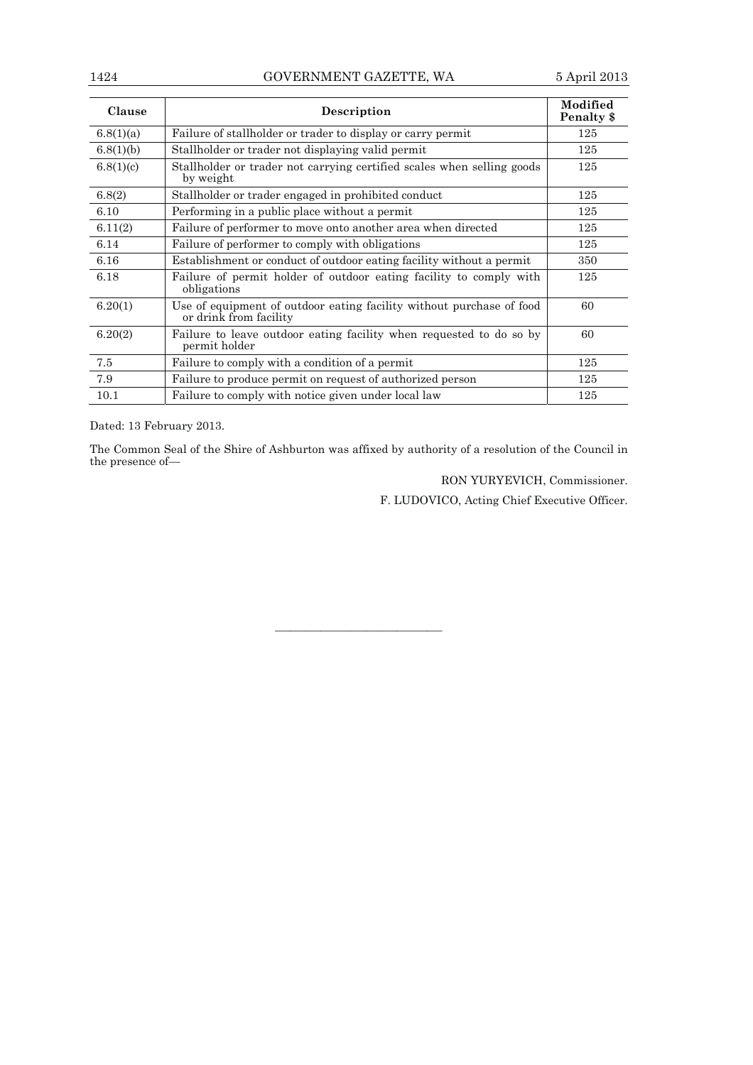| Clause | Description | Modified Penalty $ |
|---|---|---|
| 6.8(1)(a) | Failure of stallholder or trader to display or carry permit | 125 |
| 6.8(1)(b) | Stallholder or trader not displaying valid permit | 125 |
| 6.8(1)(c) | Stallholder or trader not carrying certified scales when selling goods by weight | 125 |
| 6.8(2) | Stallholder or trader engaged in prohibited conduct | 125 |
| 6.10 | Performing in a public place without a permit | 125 |
| 6.11(2) | Failure of performer to move onto another area when directed | 125 |
| 6.14 | Failure of performer to comply with obligations | 125 |
| 6.16 | Establishment or conduct of outdoor eating facility without a permit | 350 |
| 6.18 | Failure of permit holder of outdoor eating facility to comply with obligations | 125 |
| 6.20(1) | Use of equipment of outdoor eating facility without purchase of food or drink from facility | 60 |
| 6.20(2) | Failure to leave outdoor eating facility when requested to do so by permit holder | 60 |
| 7.5 | Failure to comply with a condition of a permit | 125 |
| 7.9 | Failure to produce permit on request of authorized person | 125 |
| 10.1 | Failure to comply with notice given under local law | 125 |

Dated: 13 February 2013.

The Common Seal of the Shire of Ashburton was affixed by authority of a resolution of the Council in the presence of—

RON YURYEVICH, Commissioner.

F. LUDOVICO, Acting Chief Executive Officer.

---